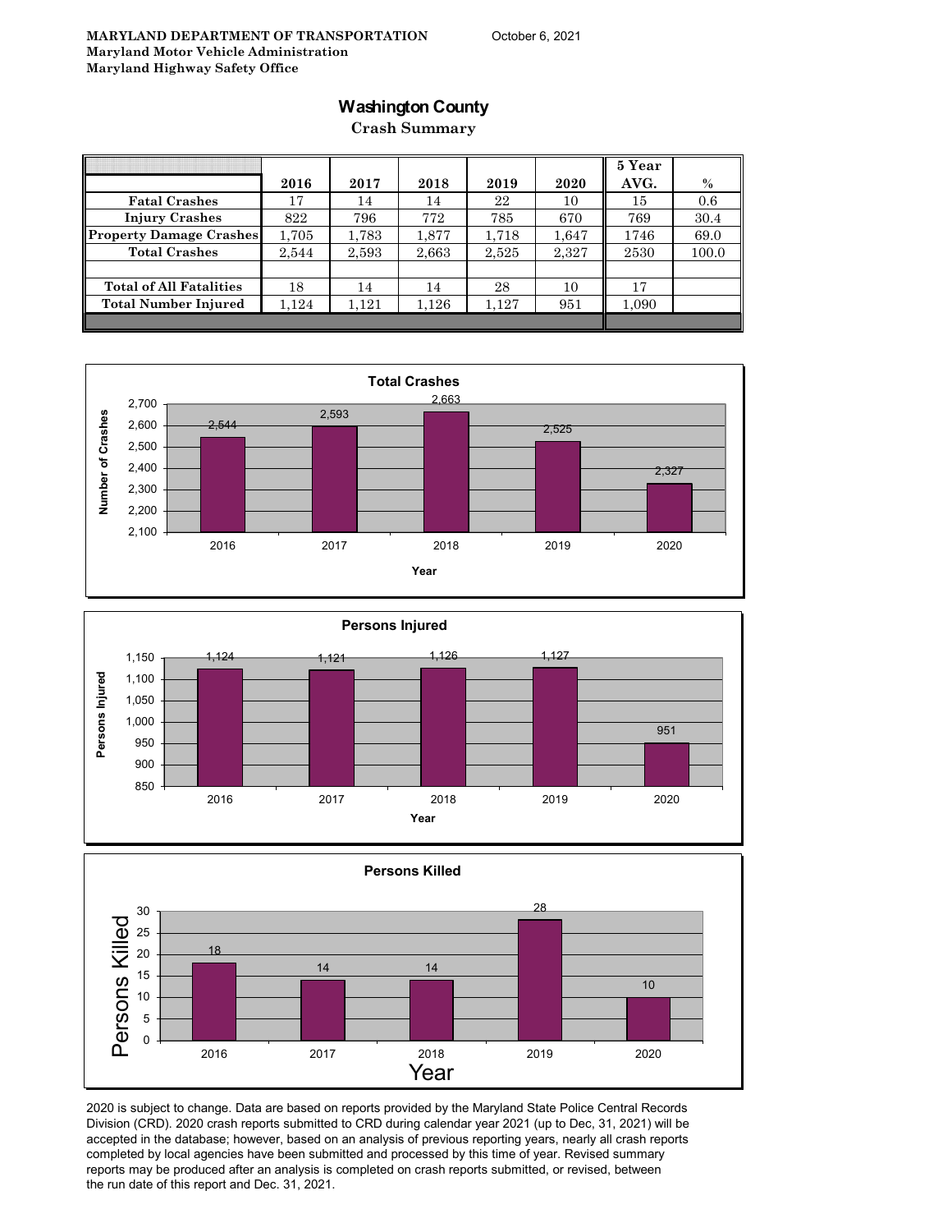**MARYLAND DEPARTMENT OF TRANSPORTATION**
**Maryland Motor Vehicle Administration**
**Maryland Highway Safety Office**

October 6, 2021

# Washington County

## Crash Summary

| | 2016 | 2017 | 2018 | 2019 | 2020 | 5 Year AVG. | % |
|---|---|---|---|---|---|---|---|
| Fatal Crashes | 17 | 14 | 14 | 22 | 10 | 15 | 0.6 |
| Injury Crashes | 822 | 796 | 772 | 785 | 670 | 769 | 30.4 |
| Property Damage Crashes | 1,705 | 1,783 | 1,877 | 1,718 | 1,647 | 1746 | 69.0 |
| Total Crashes | 2,544 | 2,593 | 2,663 | 2,525 | 2,327 | 2530 | 100.0 |
| | | | | | | | |
| Total of All Fatalities | 18 | 14 | 14 | 28 | 10 | 17 | |
| Total Number Injured | 1,124 | 1,121 | 1,126 | 1,127 | 951 | 1,090 | |

**Total Crashes**

| Year | Number of Crashes |
|---|---|
| 2016 | 2,544 |
| 2017 | 2,593 |
| 2018 | 2,663 |
| 2019 | 2,525 |
| 2020 | 2,327 |

**Persons Injured**

| Year | Persons Injured |
|---|---|
| 2016 | 1,124 |
| 2017 | 1,121 |
| 2018 | 1,126 |
| 2019 | 1,127 |
| 2020 | 951 |

**Persons Killed**

| Year | Persons Killed |
|---|---|
| 2016 | 18 |
| 2017 | 14 |
| 2018 | 14 |
| 2019 | 28 |
| 2020 | 10 |

2020 is subject to change. Data are based on reports provided by the Maryland State Police Central Records Division (CRD). 2020 crash reports submitted to CRD during calendar year 2021 (up to Dec, 31, 2021) will be accepted in the database; however, based on an analysis of previous reporting years, nearly all crash reports completed by local agencies have been submitted and processed by this time of year. Revised summary reports may be produced after an analysis is completed on crash reports submitted, or revised, between the run date of this report and Dec. 31, 2021.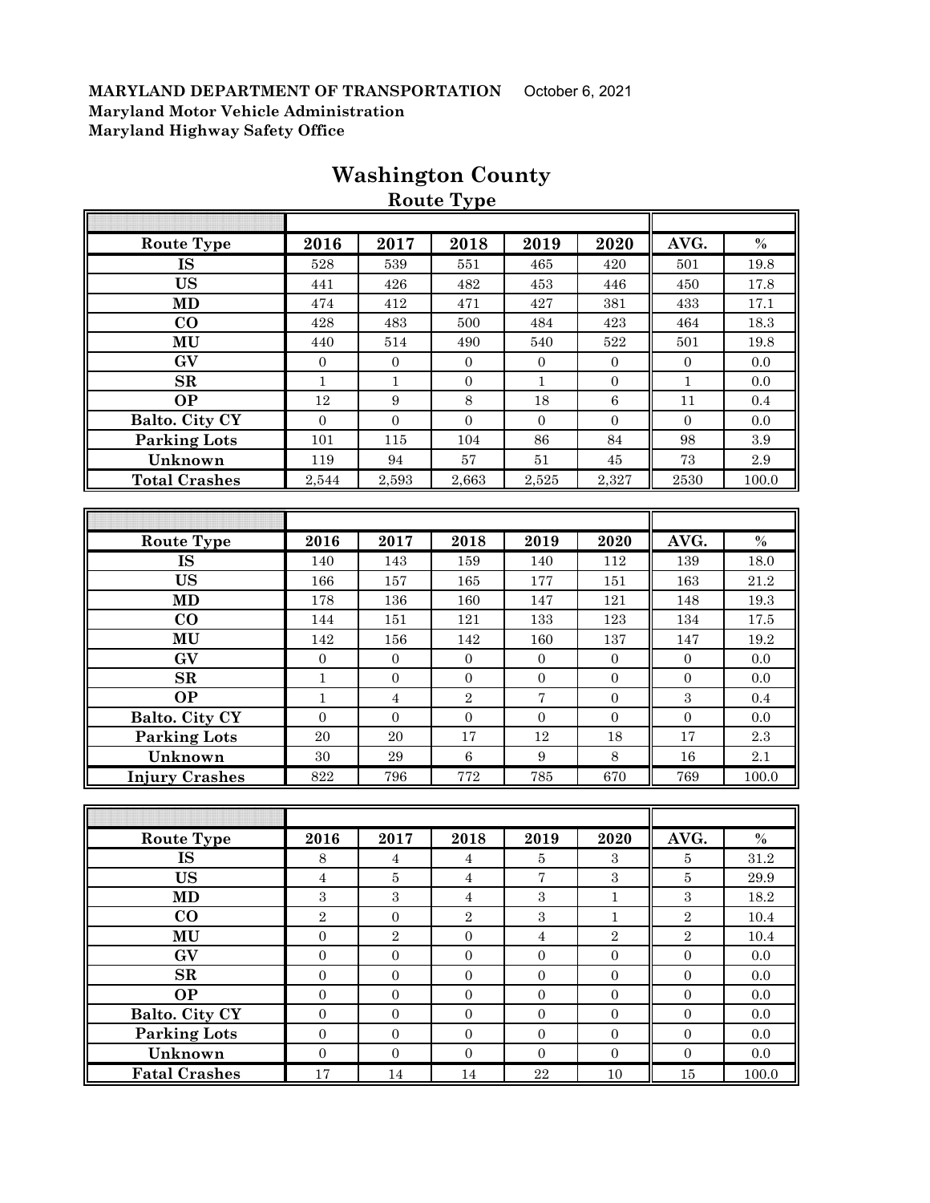**MARYLAND DEPARTMENT OF TRANSPORTATION** October 6, 2021
**Maryland Motor Vehicle Administration**
**Maryland Highway Safety Office**

# Washington County

## Route Type

| Route Type | 2016 | 2017 | 2018 | 2019 | 2020 | AVG. | % |
|---|---|---|---|---|---|---|---|
| IS | 528 | 539 | 551 | 465 | 420 | 501 | 19.8 |
| US | 441 | 426 | 482 | 453 | 446 | 450 | 17.8 |
| MD | 474 | 412 | 471 | 427 | 381 | 433 | 17.1 |
| CO | 428 | 483 | 500 | 484 | 423 | 464 | 18.3 |
| MU | 440 | 514 | 490 | 540 | 522 | 501 | 19.8 |
| GV | 0 | 0 | 0 | 0 | 0 | 0 | 0.0 |
| SR | 1 | 1 | 0 | 1 | 0 | 1 | 0.0 |
| OP | 12 | 9 | 8 | 18 | 6 | 11 | 0.4 |
| Balto. City CY | 0 | 0 | 0 | 0 | 0 | 0 | 0.0 |
| Parking Lots | 101 | 115 | 104 | 86 | 84 | 98 | 3.9 |
| Unknown | 119 | 94 | 57 | 51 | 45 | 73 | 2.9 |
| Total Crashes | 2,544 | 2,593 | 2,663 | 2,525 | 2,327 | 2530 | 100.0 |

| Route Type | 2016 | 2017 | 2018 | 2019 | 2020 | AVG. | % |
|---|---|---|---|---|---|---|---|
| IS | 140 | 143 | 159 | 140 | 112 | 139 | 18.0 |
| US | 166 | 157 | 165 | 177 | 151 | 163 | 21.2 |
| MD | 178 | 136 | 160 | 147 | 121 | 148 | 19.3 |
| CO | 144 | 151 | 121 | 133 | 123 | 134 | 17.5 |
| MU | 142 | 156 | 142 | 160 | 137 | 147 | 19.2 |
| GV | 0 | 0 | 0 | 0 | 0 | 0 | 0.0 |
| SR | 1 | 0 | 0 | 0 | 0 | 0 | 0.0 |
| OP | 1 | 4 | 2 | 7 | 0 | 3 | 0.4 |
| Balto. City CY | 0 | 0 | 0 | 0 | 0 | 0 | 0.0 |
| Parking Lots | 20 | 20 | 17 | 12 | 18 | 17 | 2.3 |
| Unknown | 30 | 29 | 6 | 9 | 8 | 16 | 2.1 |
| Injury Crashes | 822 | 796 | 772 | 785 | 670 | 769 | 100.0 |

| Route Type | 2016 | 2017 | 2018 | 2019 | 2020 | AVG. | % |
|---|---|---|---|---|---|---|---|
| IS | 8 | 4 | 4 | 5 | 3 | 5 | 31.2 |
| US | 4 | 5 | 4 | 7 | 3 | 5 | 29.9 |
| MD | 3 | 3 | 4 | 3 | 1 | 3 | 18.2 |
| CO | 2 | 0 | 2 | 3 | 1 | 2 | 10.4 |
| MU | 0 | 2 | 0 | 4 | 2 | 2 | 10.4 |
| GV | 0 | 0 | 0 | 0 | 0 | 0 | 0.0 |
| SR | 0 | 0 | 0 | 0 | 0 | 0 | 0.0 |
| OP | 0 | 0 | 0 | 0 | 0 | 0 | 0.0 |
| Balto. City CY | 0 | 0 | 0 | 0 | 0 | 0 | 0.0 |
| Parking Lots | 0 | 0 | 0 | 0 | 0 | 0 | 0.0 |
| Unknown | 0 | 0 | 0 | 0 | 0 | 0 | 0.0 |
| Fatal Crashes | 17 | 14 | 14 | 22 | 10 | 15 | 100.0 |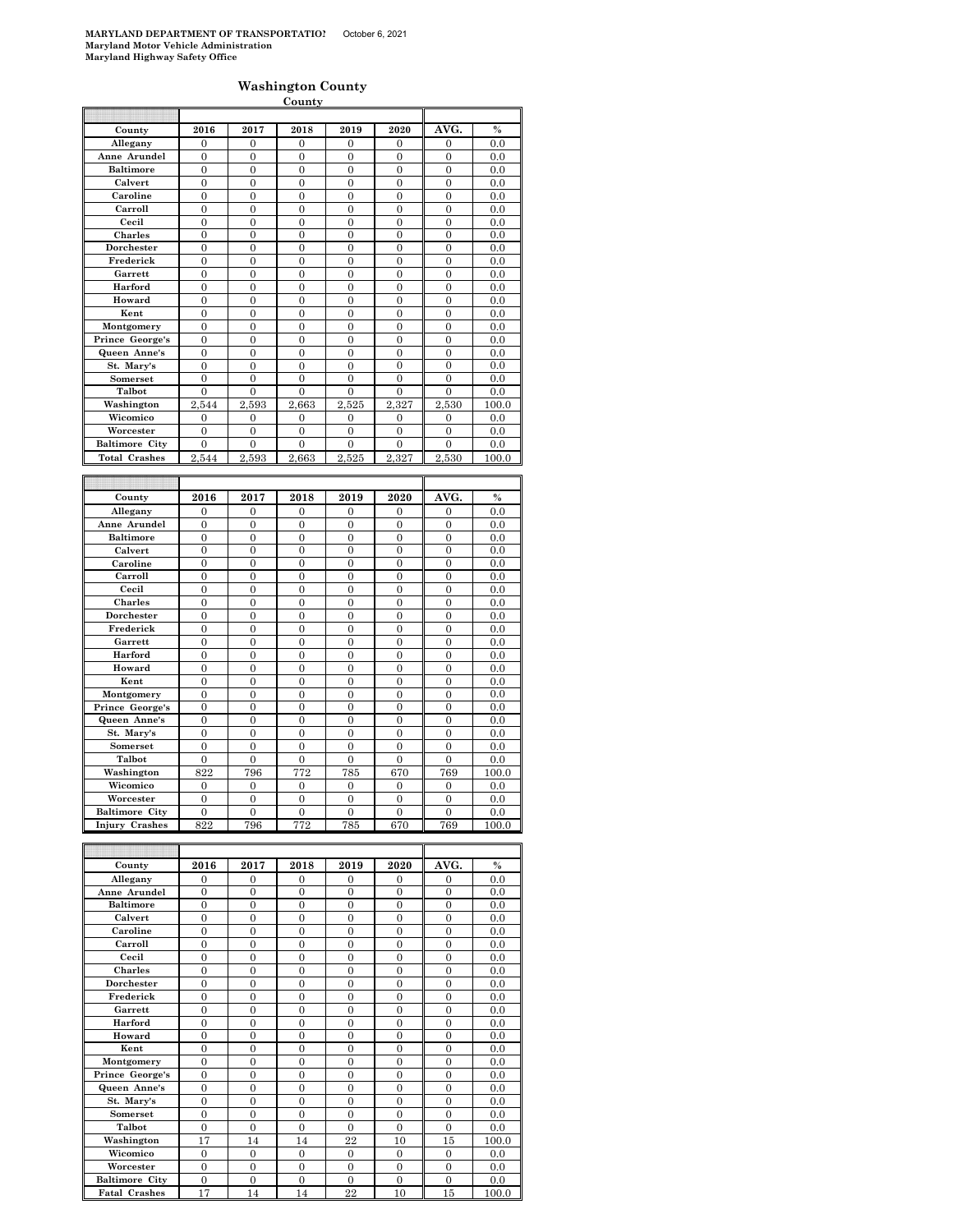**MARYLAND DEPARTMENT OF TRANSPORTATION** October 6, 2021
**Maryland Motor Vehicle Administration**
**Maryland Highway Safety Office**

## Washington County

**County**

| County | 2016 | 2017 | 2018 | 2019 | 2020 | AVG. | % |
|---|---|---|---|---|---|---|---|
| Allegany | 0 | 0 | 0 | 0 | 0 | 0 | 0.0 |
| Anne Arundel | 0 | 0 | 0 | 0 | 0 | 0 | 0.0 |
| Baltimore | 0 | 0 | 0 | 0 | 0 | 0 | 0.0 |
| Calvert | 0 | 0 | 0 | 0 | 0 | 0 | 0.0 |
| Caroline | 0 | 0 | 0 | 0 | 0 | 0 | 0.0 |
| Carroll | 0 | 0 | 0 | 0 | 0 | 0 | 0.0 |
| Cecil | 0 | 0 | 0 | 0 | 0 | 0 | 0.0 |
| Charles | 0 | 0 | 0 | 0 | 0 | 0 | 0.0 |
| Dorchester | 0 | 0 | 0 | 0 | 0 | 0 | 0.0 |
| Frederick | 0 | 0 | 0 | 0 | 0 | 0 | 0.0 |
| Garrett | 0 | 0 | 0 | 0 | 0 | 0 | 0.0 |
| Harford | 0 | 0 | 0 | 0 | 0 | 0 | 0.0 |
| Howard | 0 | 0 | 0 | 0 | 0 | 0 | 0.0 |
| Kent | 0 | 0 | 0 | 0 | 0 | 0 | 0.0 |
| Montgomery | 0 | 0 | 0 | 0 | 0 | 0 | 0.0 |
| Prince George's | 0 | 0 | 0 | 0 | 0 | 0 | 0.0 |
| Queen Anne's | 0 | 0 | 0 | 0 | 0 | 0 | 0.0 |
| St. Mary's | 0 | 0 | 0 | 0 | 0 | 0 | 0.0 |
| Somerset | 0 | 0 | 0 | 0 | 0 | 0 | 0.0 |
| Talbot | 0 | 0 | 0 | 0 | 0 | 0 | 0.0 |
| Washington | 2,544 | 2,593 | 2,663 | 2,525 | 2,327 | 2,530 | 100.0 |
| Wicomico | 0 | 0 | 0 | 0 | 0 | 0 | 0.0 |
| Worcester | 0 | 0 | 0 | 0 | 0 | 0 | 0.0 |
| Baltimore City | 0 | 0 | 0 | 0 | 0 | 0 | 0.0 |
| Total Crashes | 2,544 | 2,593 | 2,663 | 2,525 | 2,327 | 2,530 | 100.0 |

| County | 2016 | 2017 | 2018 | 2019 | 2020 | AVG. | % |
|---|---|---|---|---|---|---|---|
| Allegany | 0 | 0 | 0 | 0 | 0 | 0 | 0.0 |
| Anne Arundel | 0 | 0 | 0 | 0 | 0 | 0 | 0.0 |
| Baltimore | 0 | 0 | 0 | 0 | 0 | 0 | 0.0 |
| Calvert | 0 | 0 | 0 | 0 | 0 | 0 | 0.0 |
| Caroline | 0 | 0 | 0 | 0 | 0 | 0 | 0.0 |
| Carroll | 0 | 0 | 0 | 0 | 0 | 0 | 0.0 |
| Cecil | 0 | 0 | 0 | 0 | 0 | 0 | 0.0 |
| Charles | 0 | 0 | 0 | 0 | 0 | 0 | 0.0 |
| Dorchester | 0 | 0 | 0 | 0 | 0 | 0 | 0.0 |
| Frederick | 0 | 0 | 0 | 0 | 0 | 0 | 0.0 |
| Garrett | 0 | 0 | 0 | 0 | 0 | 0 | 0.0 |
| Harford | 0 | 0 | 0 | 0 | 0 | 0 | 0.0 |
| Howard | 0 | 0 | 0 | 0 | 0 | 0 | 0.0 |
| Kent | 0 | 0 | 0 | 0 | 0 | 0 | 0.0 |
| Montgomery | 0 | 0 | 0 | 0 | 0 | 0 | 0.0 |
| Prince George's | 0 | 0 | 0 | 0 | 0 | 0 | 0.0 |
| Queen Anne's | 0 | 0 | 0 | 0 | 0 | 0 | 0.0 |
| St. Mary's | 0 | 0 | 0 | 0 | 0 | 0 | 0.0 |
| Somerset | 0 | 0 | 0 | 0 | 0 | 0 | 0.0 |
| Talbot | 0 | 0 | 0 | 0 | 0 | 0 | 0.0 |
| Washington | 822 | 796 | 772 | 785 | 670 | 769 | 100.0 |
| Wicomico | 0 | 0 | 0 | 0 | 0 | 0 | 0.0 |
| Worcester | 0 | 0 | 0 | 0 | 0 | 0 | 0.0 |
| Baltimore City | 0 | 0 | 0 | 0 | 0 | 0 | 0.0 |
| Injury Crashes | 822 | 796 | 772 | 785 | 670 | 769 | 100.0 |

| County | 2016 | 2017 | 2018 | 2019 | 2020 | AVG. | % |
|---|---|---|---|---|---|---|---|
| Allegany | 0 | 0 | 0 | 0 | 0 | 0 | 0.0 |
| Anne Arundel | 0 | 0 | 0 | 0 | 0 | 0 | 0.0 |
| Baltimore | 0 | 0 | 0 | 0 | 0 | 0 | 0.0 |
| Calvert | 0 | 0 | 0 | 0 | 0 | 0 | 0.0 |
| Caroline | 0 | 0 | 0 | 0 | 0 | 0 | 0.0 |
| Carroll | 0 | 0 | 0 | 0 | 0 | 0 | 0.0 |
| Cecil | 0 | 0 | 0 | 0 | 0 | 0 | 0.0 |
| Charles | 0 | 0 | 0 | 0 | 0 | 0 | 0.0 |
| Dorchester | 0 | 0 | 0 | 0 | 0 | 0 | 0.0 |
| Frederick | 0 | 0 | 0 | 0 | 0 | 0 | 0.0 |
| Garrett | 0 | 0 | 0 | 0 | 0 | 0 | 0.0 |
| Harford | 0 | 0 | 0 | 0 | 0 | 0 | 0.0 |
| Howard | 0 | 0 | 0 | 0 | 0 | 0 | 0.0 |
| Kent | 0 | 0 | 0 | 0 | 0 | 0 | 0.0 |
| Montgomery | 0 | 0 | 0 | 0 | 0 | 0 | 0.0 |
| Prince George's | 0 | 0 | 0 | 0 | 0 | 0 | 0.0 |
| Queen Anne's | 0 | 0 | 0 | 0 | 0 | 0 | 0.0 |
| St. Mary's | 0 | 0 | 0 | 0 | 0 | 0 | 0.0 |
| Somerset | 0 | 0 | 0 | 0 | 0 | 0 | 0.0 |
| Talbot | 0 | 0 | 0 | 0 | 0 | 0 | 0.0 |
| Washington | 17 | 14 | 14 | 22 | 10 | 15 | 100.0 |
| Wicomico | 0 | 0 | 0 | 0 | 0 | 0 | 0.0 |
| Worcester | 0 | 0 | 0 | 0 | 0 | 0 | 0.0 |
| Baltimore City | 0 | 0 | 0 | 0 | 0 | 0 | 0.0 |
| Fatal Crashes | 17 | 14 | 14 | 22 | 10 | 15 | 100.0 |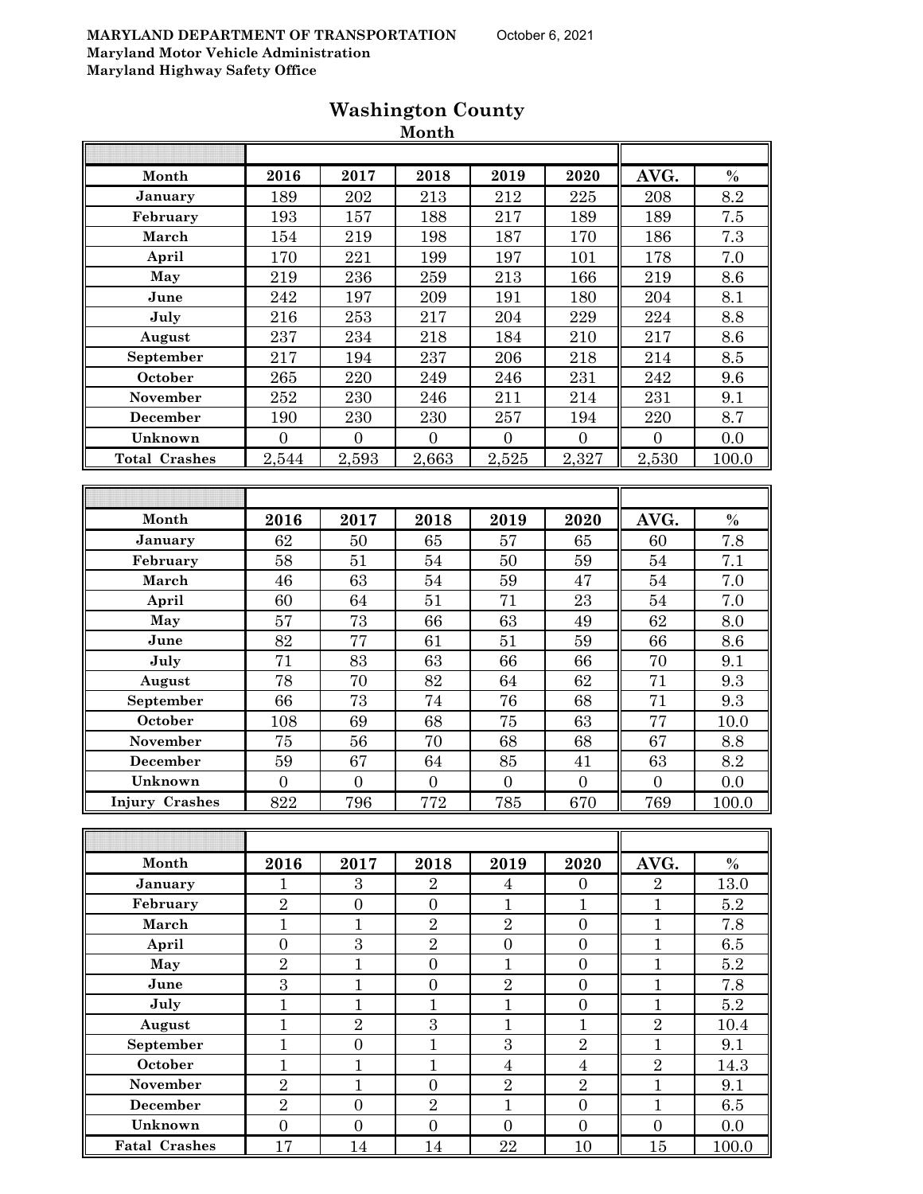**MARYLAND DEPARTMENT OF TRANSPORTATION** October 6, 2021
**Maryland Motor Vehicle Administration**
**Maryland Highway Safety Office**

# Washington County

## Month

| Month | 2016 | 2017 | 2018 | 2019 | 2020 | AVG. | % |
|---|---|---|---|---|---|---|---|
| January | 189 | 202 | 213 | 212 | 225 | 208 | 8.2 |
| February | 193 | 157 | 188 | 217 | 189 | 189 | 7.5 |
| March | 154 | 219 | 198 | 187 | 170 | 186 | 7.3 |
| April | 170 | 221 | 199 | 197 | 101 | 178 | 7.0 |
| May | 219 | 236 | 259 | 213 | 166 | 219 | 8.6 |
| June | 242 | 197 | 209 | 191 | 180 | 204 | 8.1 |
| July | 216 | 253 | 217 | 204 | 229 | 224 | 8.8 |
| August | 237 | 234 | 218 | 184 | 210 | 217 | 8.6 |
| September | 217 | 194 | 237 | 206 | 218 | 214 | 8.5 |
| October | 265 | 220 | 249 | 246 | 231 | 242 | 9.6 |
| November | 252 | 230 | 246 | 211 | 214 | 231 | 9.1 |
| December | 190 | 230 | 230 | 257 | 194 | 220 | 8.7 |
| Unknown | 0 | 0 | 0 | 0 | 0 | 0 | 0.0 |
| Total Crashes | 2,544 | 2,593 | 2,663 | 2,525 | 2,327 | 2,530 | 100.0 |

| Month | 2016 | 2017 | 2018 | 2019 | 2020 | AVG. | % |
|---|---|---|---|---|---|---|---|
| January | 62 | 50 | 65 | 57 | 65 | 60 | 7.8 |
| February | 58 | 51 | 54 | 50 | 59 | 54 | 7.1 |
| March | 46 | 63 | 54 | 59 | 47 | 54 | 7.0 |
| April | 60 | 64 | 51 | 71 | 23 | 54 | 7.0 |
| May | 57 | 73 | 66 | 63 | 49 | 62 | 8.0 |
| June | 82 | 77 | 61 | 51 | 59 | 66 | 8.6 |
| July | 71 | 83 | 63 | 66 | 66 | 70 | 9.1 |
| August | 78 | 70 | 82 | 64 | 62 | 71 | 9.3 |
| September | 66 | 73 | 74 | 76 | 68 | 71 | 9.3 |
| October | 108 | 69 | 68 | 75 | 63 | 77 | 10.0 |
| November | 75 | 56 | 70 | 68 | 68 | 67 | 8.8 |
| December | 59 | 67 | 64 | 85 | 41 | 63 | 8.2 |
| Unknown | 0 | 0 | 0 | 0 | 0 | 0 | 0.0 |
| Injury Crashes | 822 | 796 | 772 | 785 | 670 | 769 | 100.0 |

| Month | 2016 | 2017 | 2018 | 2019 | 2020 | AVG. | % |
|---|---|---|---|---|---|---|---|
| January | 1 | 3 | 2 | 4 | 0 | 2 | 13.0 |
| February | 2 | 0 | 0 | 1 | 1 | 1 | 5.2 |
| March | 1 | 1 | 2 | 2 | 0 | 1 | 7.8 |
| April | 0 | 3 | 2 | 0 | 0 | 1 | 6.5 |
| May | 2 | 1 | 0 | 1 | 0 | 1 | 5.2 |
| June | 3 | 1 | 0 | 2 | 0 | 1 | 7.8 |
| July | 1 | 1 | 1 | 1 | 0 | 1 | 5.2 |
| August | 1 | 2 | 3 | 1 | 1 | 2 | 10.4 |
| September | 1 | 0 | 1 | 3 | 2 | 1 | 9.1 |
| October | 1 | 1 | 1 | 4 | 4 | 2 | 14.3 |
| November | 2 | 1 | 0 | 2 | 2 | 1 | 9.1 |
| December | 2 | 0 | 2 | 1 | 0 | 1 | 6.5 |
| Unknown | 0 | 0 | 0 | 0 | 0 | 0 | 0.0 |
| Fatal Crashes | 17 | 14 | 14 | 22 | 10 | 15 | 100.0 |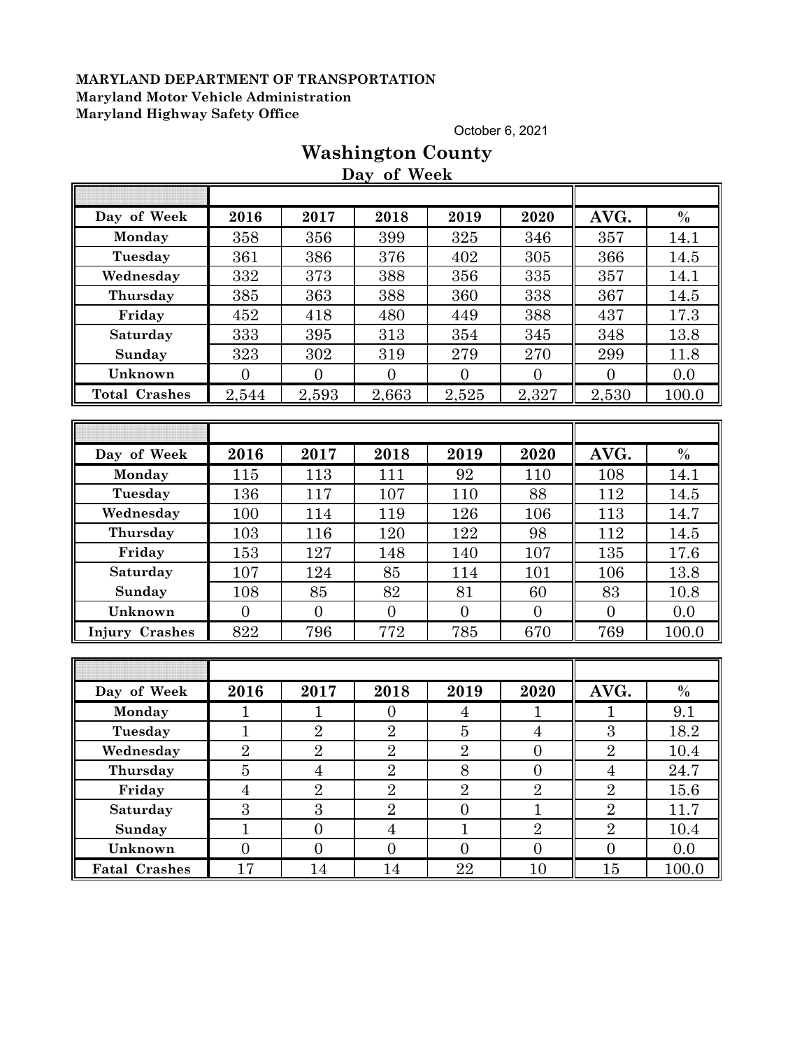**MARYLAND DEPARTMENT OF TRANSPORTATION**
**Maryland Motor Vehicle Administration**
**Maryland Highway Safety Office**

October 6, 2021

# Washington County

## Day of Week

| Day of Week | 2016 | 2017 | 2018 | 2019 | 2020 | AVG. | % |
|---|---|---|---|---|---|---|---|
| Monday | 358 | 356 | 399 | 325 | 346 | 357 | 14.1 |
| Tuesday | 361 | 386 | 376 | 402 | 305 | 366 | 14.5 |
| Wednesday | 332 | 373 | 388 | 356 | 335 | 357 | 14.1 |
| Thursday | 385 | 363 | 388 | 360 | 338 | 367 | 14.5 |
| Friday | 452 | 418 | 480 | 449 | 388 | 437 | 17.3 |
| Saturday | 333 | 395 | 313 | 354 | 345 | 348 | 13.8 |
| Sunday | 323 | 302 | 319 | 279 | 270 | 299 | 11.8 |
| Unknown | 0 | 0 | 0 | 0 | 0 | 0 | 0.0 |
| Total Crashes | 2,544 | 2,593 | 2,663 | 2,525 | 2,327 | 2,530 | 100.0 |

| Day of Week | 2016 | 2017 | 2018 | 2019 | 2020 | AVG. | % |
|---|---|---|---|---|---|---|---|
| Monday | 115 | 113 | 111 | 92 | 110 | 108 | 14.1 |
| Tuesday | 136 | 117 | 107 | 110 | 88 | 112 | 14.5 |
| Wednesday | 100 | 114 | 119 | 126 | 106 | 113 | 14.7 |
| Thursday | 103 | 116 | 120 | 122 | 98 | 112 | 14.5 |
| Friday | 153 | 127 | 148 | 140 | 107 | 135 | 17.6 |
| Saturday | 107 | 124 | 85 | 114 | 101 | 106 | 13.8 |
| Sunday | 108 | 85 | 82 | 81 | 60 | 83 | 10.8 |
| Unknown | 0 | 0 | 0 | 0 | 0 | 0 | 0.0 |
| Injury Crashes | 822 | 796 | 772 | 785 | 670 | 769 | 100.0 |

| Day of Week | 2016 | 2017 | 2018 | 2019 | 2020 | AVG. | % |
|---|---|---|---|---|---|---|---|
| Monday | 1 | 1 | 0 | 4 | 1 | 1 | 9.1 |
| Tuesday | 1 | 2 | 2 | 5 | 4 | 3 | 18.2 |
| Wednesday | 2 | 2 | 2 | 2 | 0 | 2 | 10.4 |
| Thursday | 5 | 4 | 2 | 8 | 0 | 4 | 24.7 |
| Friday | 4 | 2 | 2 | 2 | 2 | 2 | 15.6 |
| Saturday | 3 | 3 | 2 | 0 | 1 | 2 | 11.7 |
| Sunday | 1 | 0 | 4 | 1 | 2 | 2 | 10.4 |
| Unknown | 0 | 0 | 0 | 0 | 0 | 0 | 0.0 |
| Fatal Crashes | 17 | 14 | 14 | 22 | 10 | 15 | 100.0 |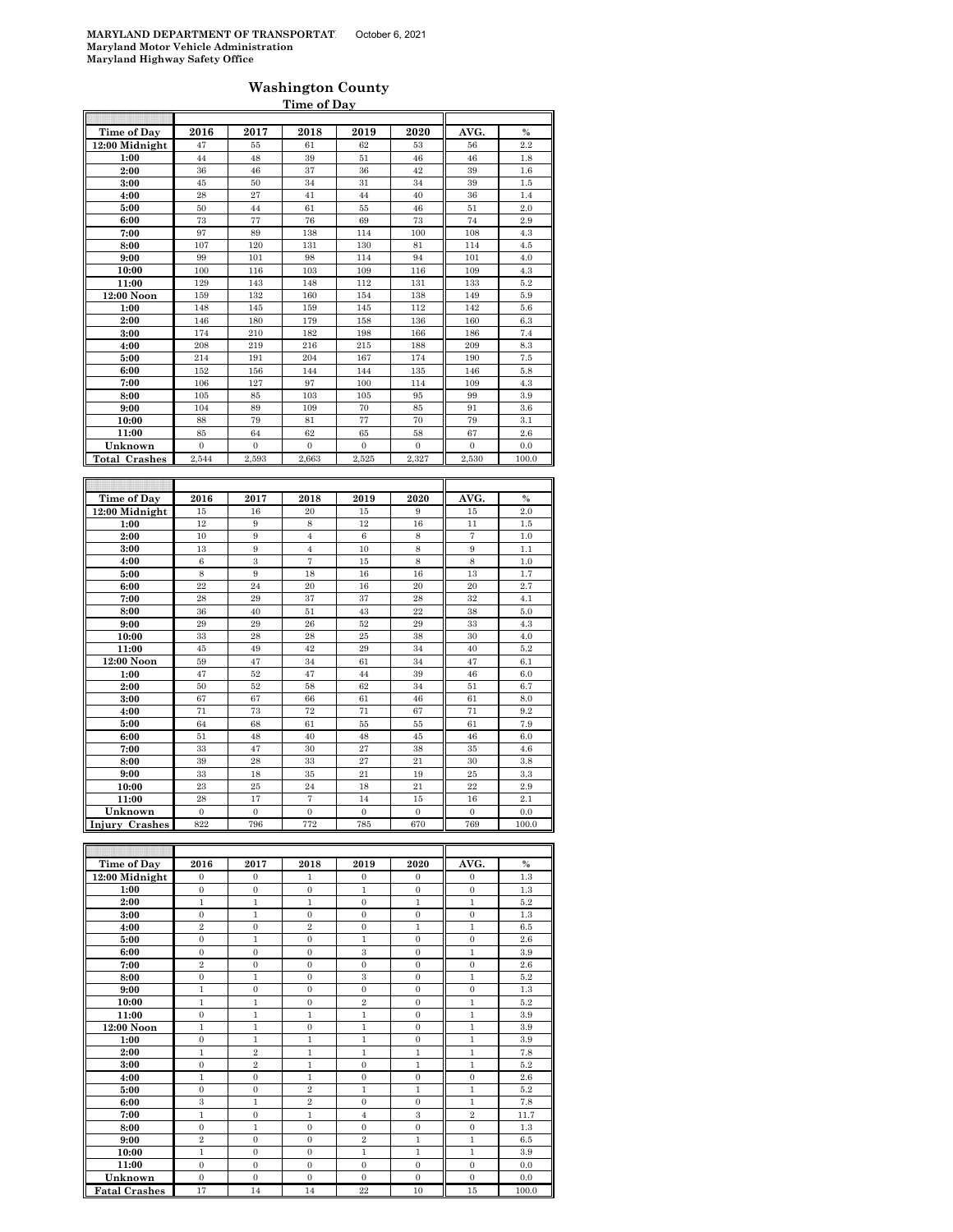**MARYLAND DEPARTMENT OF TRANSPORTATION** October 6, 2021
**Maryland Motor Vehicle Administration**
**Maryland Highway Safety Office**

## Washington County

### Time of Day

| Time of Day | 2016 | 2017 | 2018 | 2019 | 2020 | AVG. | % |
|---|---|---|---|---|---|---|---|
| 12:00 Midnight | 47 | 55 | 61 | 62 | 53 | 56 | 2.2 |
| 1:00 | 44 | 48 | 39 | 51 | 46 | 46 | 1.8 |
| 2:00 | 36 | 46 | 37 | 36 | 42 | 39 | 1.6 |
| 3:00 | 45 | 50 | 34 | 31 | 34 | 39 | 1.5 |
| 4:00 | 28 | 27 | 41 | 44 | 40 | 36 | 1.4 |
| 5:00 | 50 | 44 | 61 | 55 | 46 | 51 | 2.0 |
| 6:00 | 73 | 77 | 76 | 69 | 73 | 74 | 2.9 |
| 7:00 | 97 | 89 | 138 | 114 | 100 | 108 | 4.3 |
| 8:00 | 107 | 120 | 131 | 130 | 81 | 114 | 4.5 |
| 9:00 | 99 | 101 | 98 | 114 | 94 | 101 | 4.0 |
| 10:00 | 100 | 116 | 103 | 109 | 116 | 109 | 4.3 |
| 11:00 | 129 | 143 | 148 | 112 | 131 | 133 | 5.2 |
| 12:00 Noon | 159 | 132 | 160 | 154 | 138 | 149 | 5.9 |
| 1:00 | 148 | 145 | 159 | 145 | 112 | 142 | 5.6 |
| 2:00 | 146 | 180 | 179 | 158 | 136 | 160 | 6.3 |
| 3:00 | 174 | 210 | 182 | 198 | 166 | 186 | 7.4 |
| 4:00 | 208 | 219 | 216 | 215 | 188 | 209 | 8.3 |
| 5:00 | 214 | 191 | 204 | 167 | 174 | 190 | 7.5 |
| 6:00 | 152 | 156 | 144 | 144 | 135 | 146 | 5.8 |
| 7:00 | 106 | 127 | 97 | 100 | 114 | 109 | 4.3 |
| 8:00 | 105 | 85 | 103 | 105 | 95 | 99 | 3.9 |
| 9:00 | 104 | 89 | 109 | 70 | 85 | 91 | 3.6 |
| 10:00 | 88 | 79 | 81 | 77 | 70 | 79 | 3.1 |
| 11:00 | 85 | 64 | 62 | 65 | 58 | 67 | 2.6 |
| Unknown | 0 | 0 | 0 | 0 | 0 | 0 | 0.0 |
| **Total Crashes** | 2,544 | 2,593 | 2,663 | 2,525 | 2,327 | 2,530 | 100.0 |

| Time of Day | 2016 | 2017 | 2018 | 2019 | 2020 | AVG. | % |
|---|---|---|---|---|---|---|---|
| 12:00 Midnight | 15 | 16 | 20 | 15 | 9 | 15 | 2.0 |
| 1:00 | 12 | 9 | 8 | 12 | 16 | 11 | 1.5 |
| 2:00 | 10 | 9 | 4 | 6 | 8 | 7 | 1.0 |
| 3:00 | 13 | 9 | 4 | 10 | 8 | 9 | 1.1 |
| 4:00 | 6 | 3 | 7 | 15 | 8 | 8 | 1.0 |
| 5:00 | 8 | 9 | 18 | 16 | 16 | 13 | 1.7 |
| 6:00 | 22 | 24 | 20 | 16 | 20 | 20 | 2.7 |
| 7:00 | 28 | 29 | 37 | 37 | 28 | 32 | 4.1 |
| 8:00 | 36 | 40 | 51 | 43 | 22 | 38 | 5.0 |
| 9:00 | 29 | 29 | 26 | 52 | 29 | 33 | 4.3 |
| 10:00 | 33 | 28 | 28 | 25 | 38 | 30 | 4.0 |
| 11:00 | 45 | 49 | 42 | 29 | 34 | 40 | 5.2 |
| 12:00 Noon | 59 | 47 | 34 | 61 | 34 | 47 | 6.1 |
| 1:00 | 47 | 52 | 47 | 44 | 39 | 46 | 6.0 |
| 2:00 | 50 | 52 | 58 | 62 | 34 | 51 | 6.7 |
| 3:00 | 67 | 67 | 66 | 61 | 46 | 61 | 8.0 |
| 4:00 | 71 | 73 | 72 | 71 | 67 | 71 | 9.2 |
| 5:00 | 64 | 68 | 61 | 55 | 55 | 61 | 7.9 |
| 6:00 | 51 | 48 | 40 | 48 | 45 | 46 | 6.0 |
| 7:00 | 33 | 47 | 30 | 27 | 38 | 35 | 4.6 |
| 8:00 | 39 | 28 | 33 | 27 | 21 | 30 | 3.8 |
| 9:00 | 33 | 18 | 35 | 21 | 19 | 25 | 3.3 |
| 10:00 | 23 | 25 | 24 | 18 | 21 | 22 | 2.9 |
| 11:00 | 28 | 17 | 7 | 14 | 15 | 16 | 2.1 |
| Unknown | 0 | 0 | 0 | 0 | 0 | 0 | 0.0 |
| **Injury Crashes** | 822 | 796 | 772 | 785 | 670 | 769 | 100.0 |

| Time of Day | 2016 | 2017 | 2018 | 2019 | 2020 | AVG. | % |
|---|---|---|---|---|---|---|---|
| 12:00 Midnight | 0 | 0 | 1 | 0 | 0 | 0 | 1.3 |
| 1:00 | 0 | 0 | 0 | 1 | 0 | 0 | 1.3 |
| 2:00 | 1 | 1 | 1 | 0 | 1 | 1 | 5.2 |
| 3:00 | 0 | 1 | 0 | 0 | 0 | 0 | 1.3 |
| 4:00 | 2 | 0 | 2 | 0 | 1 | 1 | 6.5 |
| 5:00 | 0 | 1 | 0 | 1 | 0 | 0 | 2.6 |
| 6:00 | 0 | 0 | 0 | 3 | 0 | 1 | 3.9 |
| 7:00 | 2 | 0 | 0 | 0 | 0 | 0 | 2.6 |
| 8:00 | 0 | 1 | 0 | 3 | 0 | 1 | 5.2 |
| 9:00 | 1 | 0 | 0 | 0 | 0 | 0 | 1.3 |
| 10:00 | 1 | 1 | 0 | 2 | 0 | 1 | 5.2 |
| 11:00 | 0 | 1 | 1 | 1 | 0 | 1 | 3.9 |
| 12:00 Noon | 1 | 1 | 0 | 1 | 0 | 1 | 3.9 |
| 1:00 | 0 | 1 | 1 | 1 | 0 | 1 | 3.9 |
| 2:00 | 1 | 2 | 1 | 1 | 1 | 1 | 7.8 |
| 3:00 | 0 | 2 | 1 | 0 | 1 | 1 | 5.2 |
| 4:00 | 1 | 0 | 1 | 0 | 0 | 0 | 2.6 |
| 5:00 | 0 | 0 | 2 | 1 | 1 | 1 | 5.2 |
| 6:00 | 3 | 1 | 2 | 0 | 0 | 1 | 7.8 |
| 7:00 | 1 | 0 | 1 | 4 | 3 | 2 | 11.7 |
| 8:00 | 0 | 1 | 0 | 0 | 0 | 0 | 1.3 |
| 9:00 | 2 | 0 | 0 | 2 | 1 | 1 | 6.5 |
| 10:00 | 1 | 0 | 0 | 1 | 1 | 1 | 3.9 |
| 11:00 | 0 | 0 | 0 | 0 | 0 | 0 | 0.0 |
| Unknown | 0 | 0 | 0 | 0 | 0 | 0 | 0.0 |
| **Fatal Crashes** | 17 | 14 | 14 | 22 | 10 | 15 | 100.0 |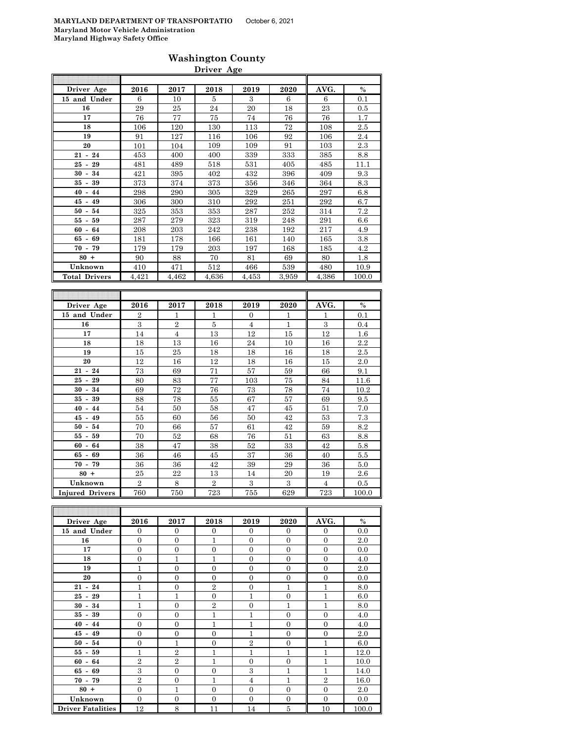**MARYLAND DEPARTMENT OF TRANSPORTATIO** October 6, 2021
**Maryland Motor Vehicle Administration**
**Maryland Highway Safety Office**

## Washington County

### Driver Age

| Driver Age | 2016 | 2017 | 2018 | 2019 | 2020 | AVG. | % |
|---|---|---|---|---|---|---|---|
| 15 and Under | 6 | 10 | 5 | 3 | 6 | 6 | 0.1 |
| 16 | 29 | 25 | 24 | 20 | 18 | 23 | 0.5 |
| 17 | 76 | 77 | 75 | 74 | 76 | 76 | 1.7 |
| 18 | 106 | 120 | 130 | 113 | 72 | 108 | 2.5 |
| 19 | 91 | 127 | 116 | 106 | 92 | 106 | 2.4 |
| 20 | 101 | 104 | 109 | 109 | 91 | 103 | 2.3 |
| 21 - 24 | 453 | 400 | 400 | 339 | 333 | 385 | 8.8 |
| 25 - 29 | 481 | 489 | 518 | 531 | 405 | 485 | 11.1 |
| 30 - 34 | 421 | 395 | 402 | 432 | 396 | 409 | 9.3 |
| 35 - 39 | 373 | 374 | 373 | 356 | 346 | 364 | 8.3 |
| 40 - 44 | 298 | 290 | 305 | 329 | 265 | 297 | 6.8 |
| 45 - 49 | 306 | 300 | 310 | 292 | 251 | 292 | 6.7 |
| 50 - 54 | 325 | 353 | 353 | 287 | 252 | 314 | 7.2 |
| 55 - 59 | 287 | 279 | 323 | 319 | 248 | 291 | 6.6 |
| 60 - 64 | 208 | 203 | 242 | 238 | 192 | 217 | 4.9 |
| 65 - 69 | 181 | 178 | 166 | 161 | 140 | 165 | 3.8 |
| 70 - 79 | 179 | 179 | 203 | 197 | 168 | 185 | 4.2 |
| 80 + | 90 | 88 | 70 | 81 | 69 | 80 | 1.8 |
| Unknown | 410 | 471 | 512 | 466 | 539 | 480 | 10.9 |
| Total Drivers | 4,421 | 4,462 | 4,636 | 4,453 | 3,959 | 4,386 | 100.0 |

| Driver Age | 2016 | 2017 | 2018 | 2019 | 2020 | AVG. | % |
|---|---|---|---|---|---|---|---|
| 15 and Under | 2 | 1 | 1 | 0 | 1 | 1 | 0.1 |
| 16 | 3 | 2 | 5 | 4 | 1 | 3 | 0.4 |
| 17 | 14 | 4 | 13 | 12 | 15 | 12 | 1.6 |
| 18 | 18 | 13 | 16 | 24 | 10 | 16 | 2.2 |
| 19 | 15 | 25 | 18 | 18 | 16 | 18 | 2.5 |
| 20 | 12 | 16 | 12 | 18 | 16 | 15 | 2.0 |
| 21 - 24 | 73 | 69 | 71 | 57 | 59 | 66 | 9.1 |
| 25 - 29 | 80 | 83 | 77 | 103 | 75 | 84 | 11.6 |
| 30 - 34 | 69 | 72 | 76 | 73 | 78 | 74 | 10.2 |
| 35 - 39 | 88 | 78 | 55 | 67 | 57 | 69 | 9.5 |
| 40 - 44 | 54 | 50 | 58 | 47 | 45 | 51 | 7.0 |
| 45 - 49 | 55 | 60 | 56 | 50 | 42 | 53 | 7.3 |
| 50 - 54 | 70 | 66 | 57 | 61 | 42 | 59 | 8.2 |
| 55 - 59 | 70 | 52 | 68 | 76 | 51 | 63 | 8.8 |
| 60 - 64 | 38 | 47 | 38 | 52 | 33 | 42 | 5.8 |
| 65 - 69 | 36 | 46 | 45 | 37 | 36 | 40 | 5.5 |
| 70 - 79 | 36 | 36 | 42 | 39 | 29 | 36 | 5.0 |
| 80 + | 25 | 22 | 13 | 14 | 20 | 19 | 2.6 |
| Unknown | 2 | 8 | 2 | 3 | 3 | 4 | 0.5 |
| Injured Drivers | 760 | 750 | 723 | 755 | 629 | 723 | 100.0 |

| Driver Age | 2016 | 2017 | 2018 | 2019 | 2020 | AVG. | % |
|---|---|---|---|---|---|---|---|
| 15 and Under | 0 | 0 | 0 | 0 | 0 | 0 | 0.0 |
| 16 | 0 | 0 | 1 | 0 | 0 | 0 | 2.0 |
| 17 | 0 | 0 | 0 | 0 | 0 | 0 | 0.0 |
| 18 | 0 | 1 | 1 | 0 | 0 | 0 | 4.0 |
| 19 | 1 | 0 | 0 | 0 | 0 | 0 | 2.0 |
| 20 | 0 | 0 | 0 | 0 | 0 | 0 | 0.0 |
| 21 - 24 | 1 | 0 | 2 | 0 | 1 | 1 | 8.0 |
| 25 - 29 | 1 | 1 | 0 | 1 | 0 | 1 | 6.0 |
| 30 - 34 | 1 | 0 | 2 | 0 | 1 | 1 | 8.0 |
| 35 - 39 | 0 | 0 | 1 | 1 | 0 | 0 | 4.0 |
| 40 - 44 | 0 | 0 | 1 | 1 | 0 | 0 | 4.0 |
| 45 - 49 | 0 | 0 | 0 | 1 | 0 | 0 | 2.0 |
| 50 - 54 | 0 | 1 | 0 | 2 | 0 | 1 | 6.0 |
| 55 - 59 | 1 | 2 | 1 | 1 | 1 | 1 | 12.0 |
| 60 - 64 | 2 | 2 | 1 | 0 | 0 | 1 | 10.0 |
| 65 - 69 | 3 | 0 | 0 | 3 | 1 | 1 | 14.0 |
| 70 - 79 | 2 | 0 | 1 | 4 | 1 | 2 | 16.0 |
| 80 + | 0 | 1 | 0 | 0 | 0 | 0 | 2.0 |
| Unknown | 0 | 0 | 0 | 0 | 0 | 0 | 0.0 |
| Driver Fatalities | 12 | 8 | 11 | 14 | 5 | 10 | 100.0 |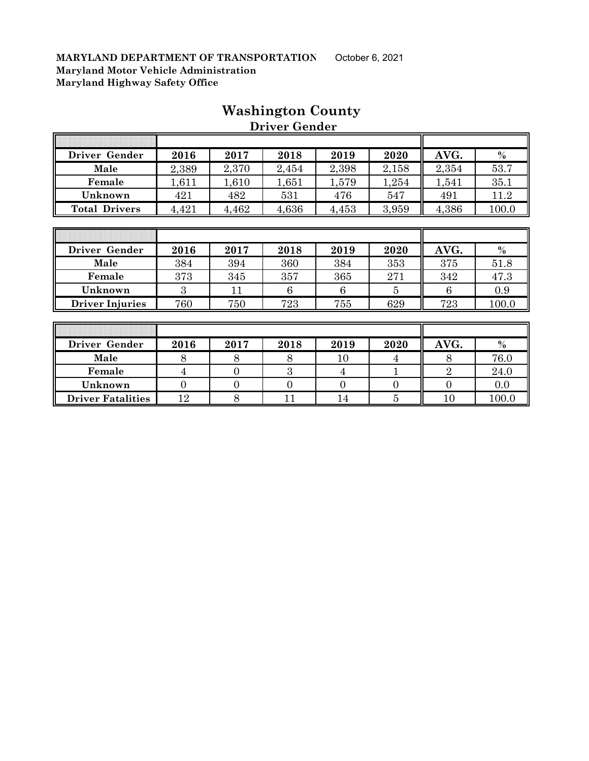**MARYLAND DEPARTMENT OF TRANSPORTATION** October 6, 2021
**Maryland Motor Vehicle Administration**
**Maryland Highway Safety Office**

# Washington County

## Driver Gender

| Driver Gender | 2016 | 2017 | 2018 | 2019 | 2020 | AVG. | % |
|---|---|---|---|---|---|---|---|
| Male | 2,389 | 2,370 | 2,454 | 2,398 | 2,158 | 2,354 | 53.7 |
| Female | 1,611 | 1,610 | 1,651 | 1,579 | 1,254 | 1,541 | 35.1 |
| Unknown | 421 | 482 | 531 | 476 | 547 | 491 | 11.2 |
| Total Drivers | 4,421 | 4,462 | 4,636 | 4,453 | 3,959 | 4,386 | 100.0 |

| Driver Gender | 2016 | 2017 | 2018 | 2019 | 2020 | AVG. | % |
|---|---|---|---|---|---|---|---|
| Male | 384 | 394 | 360 | 384 | 353 | 375 | 51.8 |
| Female | 373 | 345 | 357 | 365 | 271 | 342 | 47.3 |
| Unknown | 3 | 11 | 6 | 6 | 5 | 6 | 0.9 |
| Driver Injuries | 760 | 750 | 723 | 755 | 629 | 723 | 100.0 |

| Driver Gender | 2016 | 2017 | 2018 | 2019 | 2020 | AVG. | % |
|---|---|---|---|---|---|---|---|
| Male | 8 | 8 | 8 | 10 | 4 | 8 | 76.0 |
| Female | 4 | 0 | 3 | 4 | 1 | 2 | 24.0 |
| Unknown | 0 | 0 | 0 | 0 | 0 | 0 | 0.0 |
| Driver Fatalities | 12 | 8 | 11 | 14 | 5 | 10 | 100.0 |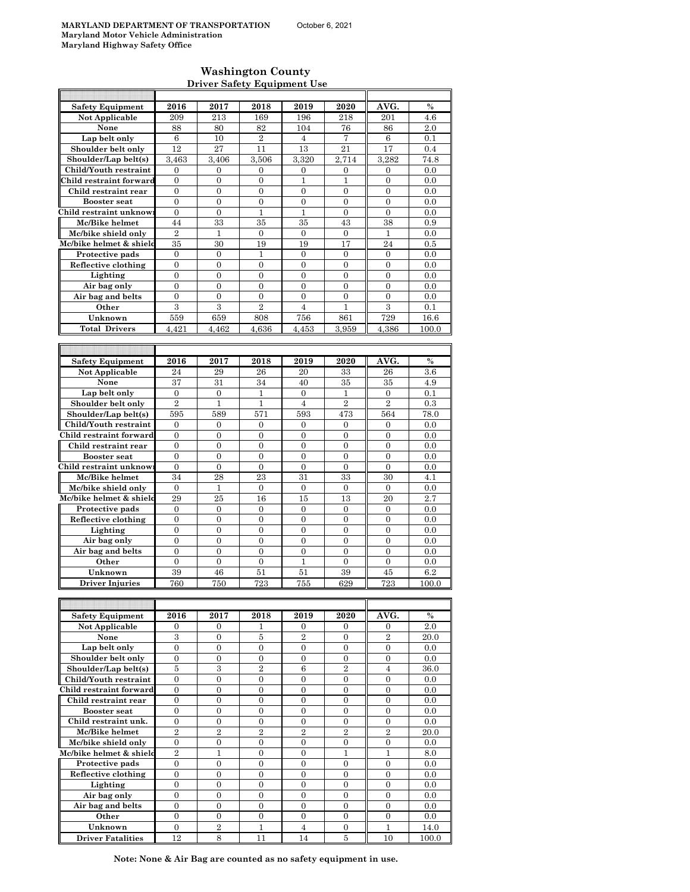MARYLAND DEPARTMENT OF TRANSPORTATION October 6, 2021
Maryland Motor Vehicle Administration
Maryland Highway Safety Office

## Washington County
### Driver Safety Equipment Use

| Safety Equipment | 2016 | 2017 | 2018 | 2019 | 2020 | AVG. | % |
|---|---|---|---|---|---|---|---|
| Not Applicable | 209 | 213 | 169 | 196 | 218 | 201 | 4.6 |
| None | 88 | 80 | 82 | 104 | 76 | 86 | 2.0 |
| Lap belt only | 6 | 10 | 2 | 4 | 7 | 6 | 0.1 |
| Shoulder belt only | 12 | 27 | 11 | 13 | 21 | 17 | 0.4 |
| Shoulder/Lap belt(s) | 3,463 | 3,406 | 3,506 | 3,320 | 2,714 | 3,282 | 74.8 |
| Child/Youth restraint | 0 | 0 | 0 | 0 | 0 | 0 | 0.0 |
| Child restraint forward | 0 | 0 | 0 | 1 | 1 | 0 | 0.0 |
| Child restraint rear | 0 | 0 | 0 | 0 | 0 | 0 | 0.0 |
| Booster seat | 0 | 0 | 0 | 0 | 0 | 0 | 0.0 |
| Child restraint unknown | 0 | 0 | 1 | 1 | 0 | 0 | 0.0 |
| Mc/Bike helmet | 44 | 33 | 35 | 35 | 43 | 38 | 0.9 |
| Mc/bike shield only | 2 | 1 | 0 | 0 | 0 | 1 | 0.0 |
| Mc/bike helmet & shield | 35 | 30 | 19 | 19 | 17 | 24 | 0.5 |
| Protective pads | 0 | 0 | 1 | 0 | 0 | 0 | 0.0 |
| Reflective clothing | 0 | 0 | 0 | 0 | 0 | 0 | 0.0 |
| Lighting | 0 | 0 | 0 | 0 | 0 | 0 | 0.0 |
| Air bag only | 0 | 0 | 0 | 0 | 0 | 0 | 0.0 |
| Air bag and belts | 0 | 0 | 0 | 0 | 0 | 0 | 0.0 |
| Other | 3 | 3 | 2 | 4 | 1 | 3 | 0.1 |
| Unknown | 559 | 659 | 808 | 756 | 861 | 729 | 16.6 |
| Total Drivers | 4,421 | 4,462 | 4,636 | 4,453 | 3,959 | 4,386 | 100.0 |

| Safety Equipment | 2016 | 2017 | 2018 | 2019 | 2020 | AVG. | % |
|---|---|---|---|---|---|---|---|
| Not Applicable | 24 | 29 | 26 | 20 | 33 | 26 | 3.6 |
| None | 37 | 31 | 34 | 40 | 35 | 35 | 4.9 |
| Lap belt only | 0 | 0 | 1 | 0 | 1 | 0 | 0.1 |
| Shoulder belt only | 2 | 1 | 1 | 4 | 2 | 2 | 0.3 |
| Shoulder/Lap belt(s) | 595 | 589 | 571 | 593 | 473 | 564 | 78.0 |
| Child/Youth restraint | 0 | 0 | 0 | 0 | 0 | 0 | 0.0 |
| Child restraint forward | 0 | 0 | 0 | 0 | 0 | 0 | 0.0 |
| Child restraint rear | 0 | 0 | 0 | 0 | 0 | 0 | 0.0 |
| Booster seat | 0 | 0 | 0 | 0 | 0 | 0 | 0.0 |
| Child restraint unknown | 0 | 0 | 0 | 0 | 0 | 0 | 0.0 |
| Mc/Bike helmet | 34 | 28 | 23 | 31 | 33 | 30 | 4.1 |
| Mc/bike shield only | 0 | 1 | 0 | 0 | 0 | 0 | 0.0 |
| Mc/bike helmet & shield | 29 | 25 | 16 | 15 | 13 | 20 | 2.7 |
| Protective pads | 0 | 0 | 0 | 0 | 0 | 0 | 0.0 |
| Reflective clothing | 0 | 0 | 0 | 0 | 0 | 0 | 0.0 |
| Lighting | 0 | 0 | 0 | 0 | 0 | 0 | 0.0 |
| Air bag only | 0 | 0 | 0 | 0 | 0 | 0 | 0.0 |
| Air bag and belts | 0 | 0 | 0 | 0 | 0 | 0 | 0.0 |
| Other | 0 | 0 | 0 | 1 | 0 | 0 | 0.0 |
| Unknown | 39 | 46 | 51 | 51 | 39 | 45 | 6.2 |
| Driver Injuries | 760 | 750 | 723 | 755 | 629 | 723 | 100.0 |

| Safety Equipment | 2016 | 2017 | 2018 | 2019 | 2020 | AVG. | % |
|---|---|---|---|---|---|---|---|
| Not Applicable | 0 | 0 | 1 | 0 | 0 | 0 | 2.0 |
| None | 3 | 0 | 5 | 2 | 0 | 2 | 20.0 |
| Lap belt only | 0 | 0 | 0 | 0 | 0 | 0 | 0.0 |
| Shoulder belt only | 0 | 0 | 0 | 0 | 0 | 0 | 0.0 |
| Shoulder/Lap belt(s) | 5 | 3 | 2 | 6 | 2 | 4 | 36.0 |
| Child/Youth restraint | 0 | 0 | 0 | 0 | 0 | 0 | 0.0 |
| Child restraint forward | 0 | 0 | 0 | 0 | 0 | 0 | 0.0 |
| Child restraint rear | 0 | 0 | 0 | 0 | 0 | 0 | 0.0 |
| Booster seat | 0 | 0 | 0 | 0 | 0 | 0 | 0.0 |
| Child restraint unk. | 0 | 0 | 0 | 0 | 0 | 0 | 0.0 |
| Mc/Bike helmet | 2 | 2 | 2 | 2 | 2 | 2 | 20.0 |
| Mc/bike shield only | 0 | 0 | 0 | 0 | 0 | 0 | 0.0 |
| Mc/bike helmet & shield | 2 | 1 | 0 | 0 | 1 | 1 | 8.0 |
| Protective pads | 0 | 0 | 0 | 0 | 0 | 0 | 0.0 |
| Reflective clothing | 0 | 0 | 0 | 0 | 0 | 0 | 0.0 |
| Lighting | 0 | 0 | 0 | 0 | 0 | 0 | 0.0 |
| Air bag only | 0 | 0 | 0 | 0 | 0 | 0 | 0.0 |
| Air bag and belts | 0 | 0 | 0 | 0 | 0 | 0 | 0.0 |
| Other | 0 | 0 | 0 | 0 | 0 | 0 | 0.0 |
| Unknown | 0 | 2 | 1 | 4 | 0 | 1 | 14.0 |
| Driver Fatalities | 12 | 8 | 11 | 14 | 5 | 10 | 100.0 |

**Note: None & Air Bag are counted as no safety equipment in use.**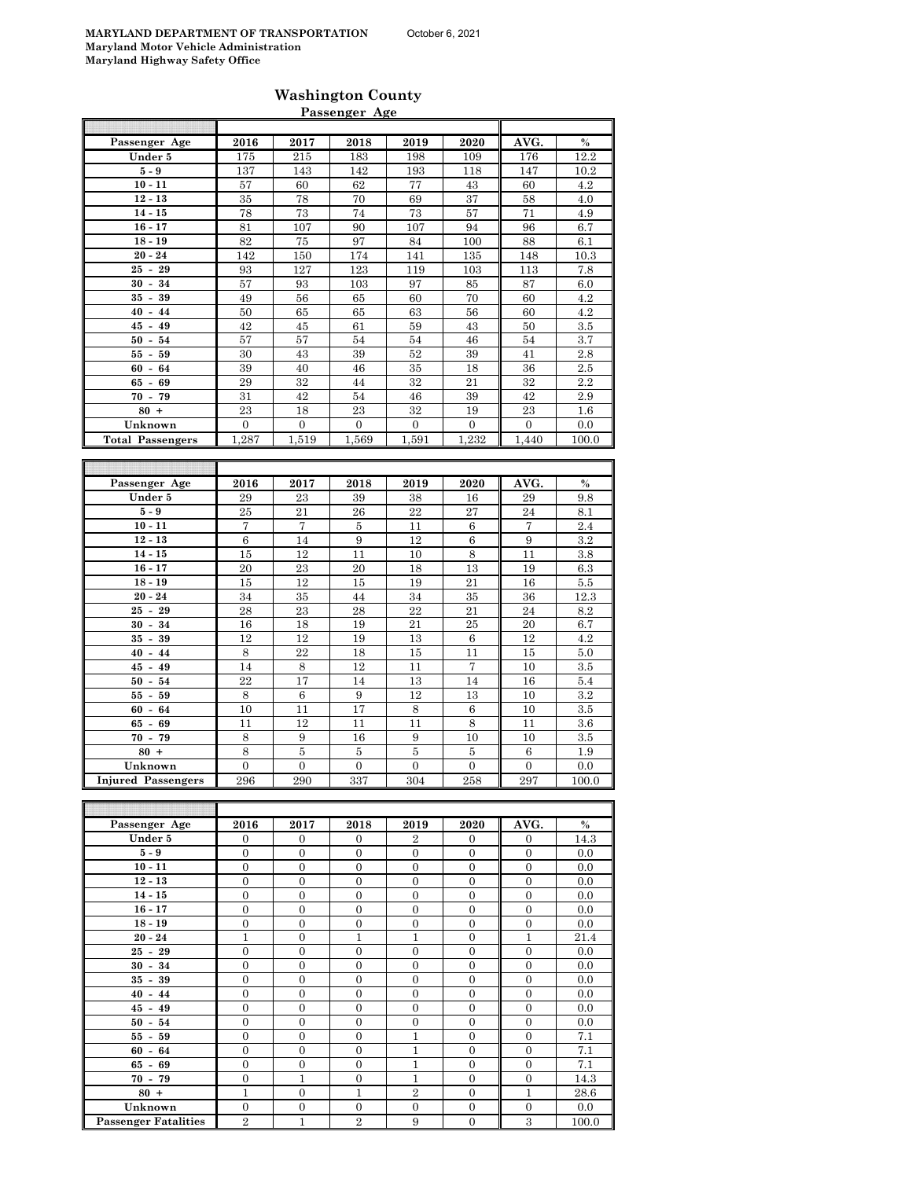**MARYLAND DEPARTMENT OF TRANSPORTATION** October 6, 2021
**Maryland Motor Vehicle Administration**
**Maryland Highway Safety Office**

## Washington County

### Passenger Age

| Passenger Age | 2016 | 2017 | 2018 | 2019 | 2020 | AVG. | % |
|---|---|---|---|---|---|---|---|
| Under 5 | 175 | 215 | 183 | 198 | 109 | 176 | 12.2 |
| 5 - 9 | 137 | 143 | 142 | 193 | 118 | 147 | 10.2 |
| 10 - 11 | 57 | 60 | 62 | 77 | 43 | 60 | 4.2 |
| 12 - 13 | 35 | 78 | 70 | 69 | 37 | 58 | 4.0 |
| 14 - 15 | 78 | 73 | 74 | 73 | 57 | 71 | 4.9 |
| 16 - 17 | 81 | 107 | 90 | 107 | 94 | 96 | 6.7 |
| 18 - 19 | 82 | 75 | 97 | 84 | 100 | 88 | 6.1 |
| 20 - 24 | 142 | 150 | 174 | 141 | 135 | 148 | 10.3 |
| 25 - 29 | 93 | 127 | 123 | 119 | 103 | 113 | 7.8 |
| 30 - 34 | 57 | 93 | 103 | 97 | 85 | 87 | 6.0 |
| 35 - 39 | 49 | 56 | 65 | 60 | 70 | 60 | 4.2 |
| 40 - 44 | 50 | 65 | 65 | 63 | 56 | 60 | 4.2 |
| 45 - 49 | 42 | 45 | 61 | 59 | 43 | 50 | 3.5 |
| 50 - 54 | 57 | 57 | 54 | 54 | 46 | 54 | 3.7 |
| 55 - 59 | 30 | 43 | 39 | 52 | 39 | 41 | 2.8 |
| 60 - 64 | 39 | 40 | 46 | 35 | 18 | 36 | 2.5 |
| 65 - 69 | 29 | 32 | 44 | 32 | 21 | 32 | 2.2 |
| 70 - 79 | 31 | 42 | 54 | 46 | 39 | 42 | 2.9 |
| 80 + | 23 | 18 | 23 | 32 | 19 | 23 | 1.6 |
| Unknown | 0 | 0 | 0 | 0 | 0 | 0 | 0.0 |
| **Total Passengers** | 1,287 | 1,519 | 1,569 | 1,591 | 1,232 | 1,440 | 100.0 |

| Passenger Age | 2016 | 2017 | 2018 | 2019 | 2020 | AVG. | % |
|---|---|---|---|---|---|---|---|
| Under 5 | 29 | 23 | 39 | 38 | 16 | 29 | 9.8 |
| 5 - 9 | 25 | 21 | 26 | 22 | 27 | 24 | 8.1 |
| 10 - 11 | 7 | 7 | 5 | 11 | 6 | 7 | 2.4 |
| 12 - 13 | 6 | 14 | 9 | 12 | 6 | 9 | 3.2 |
| 14 - 15 | 15 | 12 | 11 | 10 | 8 | 11 | 3.8 |
| 16 - 17 | 20 | 23 | 20 | 18 | 13 | 19 | 6.3 |
| 18 - 19 | 15 | 12 | 15 | 19 | 21 | 16 | 5.5 |
| 20 - 24 | 34 | 35 | 44 | 34 | 35 | 36 | 12.3 |
| 25 - 29 | 28 | 23 | 28 | 22 | 21 | 24 | 8.2 |
| 30 - 34 | 16 | 18 | 19 | 21 | 25 | 20 | 6.7 |
| 35 - 39 | 12 | 12 | 19 | 13 | 6 | 12 | 4.2 |
| 40 - 44 | 8 | 22 | 18 | 15 | 11 | 15 | 5.0 |
| 45 - 49 | 14 | 8 | 12 | 11 | 7 | 10 | 3.5 |
| 50 - 54 | 22 | 17 | 14 | 13 | 14 | 16 | 5.4 |
| 55 - 59 | 8 | 6 | 9 | 12 | 13 | 10 | 3.2 |
| 60 - 64 | 10 | 11 | 17 | 8 | 6 | 10 | 3.5 |
| 65 - 69 | 11 | 12 | 11 | 11 | 8 | 11 | 3.6 |
| 70 - 79 | 8 | 9 | 16 | 9 | 10 | 10 | 3.5 |
| 80 + | 8 | 5 | 5 | 5 | 5 | 6 | 1.9 |
| Unknown | 0 | 0 | 0 | 0 | 0 | 0 | 0.0 |
| **Injured Passengers** | 296 | 290 | 337 | 304 | 258 | 297 | 100.0 |

| Passenger Age | 2016 | 2017 | 2018 | 2019 | 2020 | AVG. | % |
|---|---|---|---|---|---|---|---|
| Under 5 | 0 | 0 | 0 | 2 | 0 | 0 | 14.3 |
| 5 - 9 | 0 | 0 | 0 | 0 | 0 | 0 | 0.0 |
| 10 - 11 | 0 | 0 | 0 | 0 | 0 | 0 | 0.0 |
| 12 - 13 | 0 | 0 | 0 | 0 | 0 | 0 | 0.0 |
| 14 - 15 | 0 | 0 | 0 | 0 | 0 | 0 | 0.0 |
| 16 - 17 | 0 | 0 | 0 | 0 | 0 | 0 | 0.0 |
| 18 - 19 | 0 | 0 | 0 | 0 | 0 | 0 | 0.0 |
| 20 - 24 | 1 | 0 | 1 | 1 | 0 | 1 | 21.4 |
| 25 - 29 | 0 | 0 | 0 | 0 | 0 | 0 | 0.0 |
| 30 - 34 | 0 | 0 | 0 | 0 | 0 | 0 | 0.0 |
| 35 - 39 | 0 | 0 | 0 | 0 | 0 | 0 | 0.0 |
| 40 - 44 | 0 | 0 | 0 | 0 | 0 | 0 | 0.0 |
| 45 - 49 | 0 | 0 | 0 | 0 | 0 | 0 | 0.0 |
| 50 - 54 | 0 | 0 | 0 | 0 | 0 | 0 | 0.0 |
| 55 - 59 | 0 | 0 | 0 | 1 | 0 | 0 | 7.1 |
| 60 - 64 | 0 | 0 | 0 | 1 | 0 | 0 | 7.1 |
| 65 - 69 | 0 | 0 | 0 | 1 | 0 | 0 | 7.1 |
| 70 - 79 | 0 | 1 | 0 | 1 | 0 | 0 | 14.3 |
| 80 + | 1 | 0 | 1 | 2 | 0 | 1 | 28.6 |
| Unknown | 0 | 0 | 0 | 0 | 0 | 0 | 0.0 |
| **Passenger Fatalities** | 2 | 1 | 2 | 9 | 0 | 3 | 100.0 |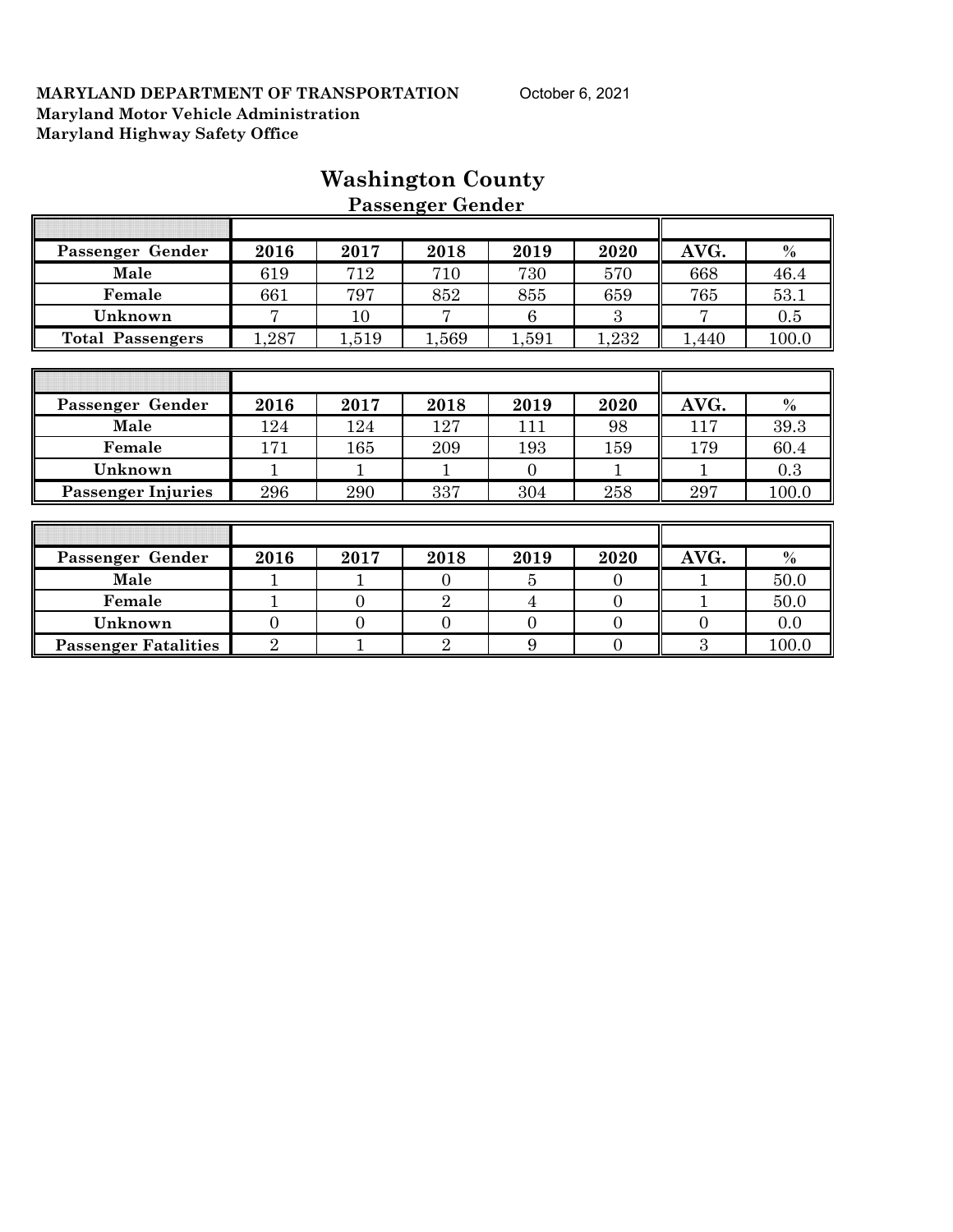**MARYLAND DEPARTMENT OF TRANSPORTATION** October 6, 2021
**Maryland Motor Vehicle Administration**
**Maryland Highway Safety Office**

# Washington County

## Passenger Gender

| Passenger Gender | 2016 | 2017 | 2018 | 2019 | 2020 | AVG. | % |
|---|---|---|---|---|---|---|---|
| Male | 619 | 712 | 710 | 730 | 570 | 668 | 46.4 |
| Female | 661 | 797 | 852 | 855 | 659 | 765 | 53.1 |
| Unknown | 7 | 10 | 7 | 6 | 3 | 7 | 0.5 |
| Total Passengers | 1,287 | 1,519 | 1,569 | 1,591 | 1,232 | 1,440 | 100.0 |

| Passenger Gender | 2016 | 2017 | 2018 | 2019 | 2020 | AVG. | % |
|---|---|---|---|---|---|---|---|
| Male | 124 | 124 | 127 | 111 | 98 | 117 | 39.3 |
| Female | 171 | 165 | 209 | 193 | 159 | 179 | 60.4 |
| Unknown | 1 | 1 | 1 | 0 | 1 | 1 | 0.3 |
| Passenger Injuries | 296 | 290 | 337 | 304 | 258 | 297 | 100.0 |

| Passenger Gender | 2016 | 2017 | 2018 | 2019 | 2020 | AVG. | % |
|---|---|---|---|---|---|---|---|
| Male | 1 | 1 | 0 | 5 | 0 | 1 | 50.0 |
| Female | 1 | 0 | 2 | 4 | 0 | 1 | 50.0 |
| Unknown | 0 | 0 | 0 | 0 | 0 | 0 | 0.0 |
| Passenger Fatalities | 2 | 1 | 2 | 9 | 0 | 3 | 100.0 |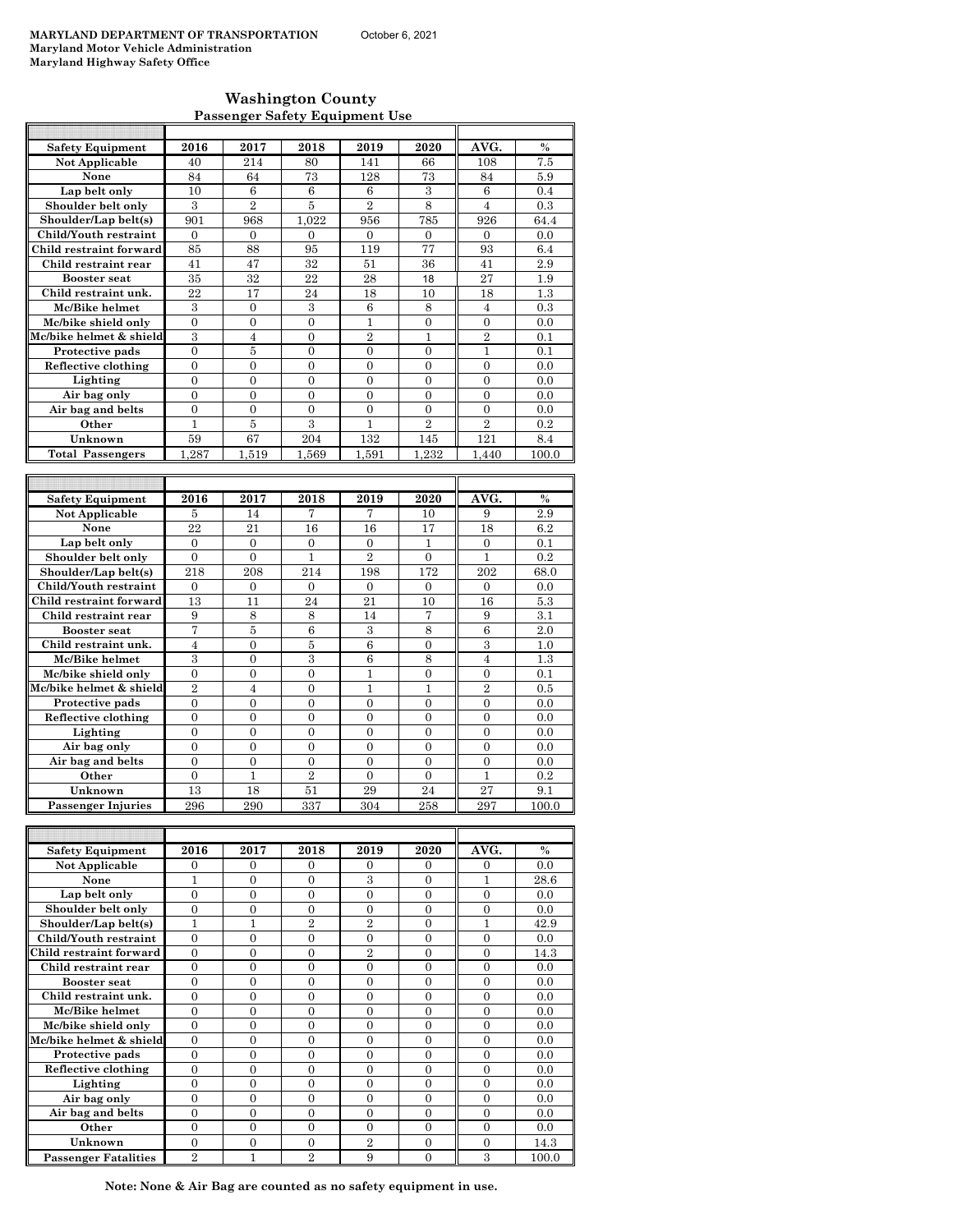**MARYLAND DEPARTMENT OF TRANSPORTATION** October 6, 2021
**Maryland Motor Vehicle Administration**
**Maryland Highway Safety Office**

## Washington County
### Passenger Safety Equipment Use

| Safety Equipment | 2016 | 2017 | 2018 | 2019 | 2020 | AVG. | % |
|---|---|---|---|---|---|---|---|
| Not Applicable | 40 | 214 | 80 | 141 | 66 | 108 | 7.5 |
| None | 84 | 64 | 73 | 128 | 73 | 84 | 5.9 |
| Lap belt only | 10 | 6 | 6 | 6 | 3 | 6 | 0.4 |
| Shoulder belt only | 3 | 2 | 5 | 2 | 8 | 4 | 0.3 |
| Shoulder/Lap belt(s) | 901 | 968 | 1,022 | 956 | 785 | 926 | 64.4 |
| Child/Youth restraint | 0 | 0 | 0 | 0 | 0 | 0 | 0.0 |
| Child restraint forward | 85 | 88 | 95 | 119 | 77 | 93 | 6.4 |
| Child restraint rear | 41 | 47 | 32 | 51 | 36 | 41 | 2.9 |
| Booster seat | 35 | 32 | 22 | 28 | 18 | 27 | 1.9 |
| Child restraint unk. | 22 | 17 | 24 | 18 | 10 | 18 | 1.3 |
| Mc/Bike helmet | 3 | 0 | 3 | 6 | 8 | 4 | 0.3 |
| Mc/bike shield only | 0 | 0 | 0 | 1 | 0 | 0 | 0.0 |
| Mc/bike helmet & shield | 3 | 4 | 0 | 2 | 1 | 2 | 0.1 |
| Protective pads | 0 | 5 | 0 | 0 | 0 | 1 | 0.1 |
| Reflective clothing | 0 | 0 | 0 | 0 | 0 | 0 | 0.0 |
| Lighting | 0 | 0 | 0 | 0 | 0 | 0 | 0.0 |
| Air bag only | 0 | 0 | 0 | 0 | 0 | 0 | 0.0 |
| Air bag and belts | 0 | 0 | 0 | 0 | 0 | 0 | 0.0 |
| Other | 1 | 5 | 3 | 1 | 2 | 2 | 0.2 |
| Unknown | 59 | 67 | 204 | 132 | 145 | 121 | 8.4 |
| Total Passengers | 1,287 | 1,519 | 1,569 | 1,591 | 1,232 | 1,440 | 100.0 |

| Safety Equipment | 2016 | 2017 | 2018 | 2019 | 2020 | AVG. | % |
|---|---|---|---|---|---|---|---|
| Not Applicable | 5 | 14 | 7 | 7 | 10 | 9 | 2.9 |
| None | 22 | 21 | 16 | 16 | 17 | 18 | 6.2 |
| Lap belt only | 0 | 0 | 0 | 0 | 1 | 0 | 0.1 |
| Shoulder belt only | 0 | 0 | 1 | 2 | 0 | 1 | 0.2 |
| Shoulder/Lap belt(s) | 218 | 208 | 214 | 198 | 172 | 202 | 68.0 |
| Child/Youth restraint | 0 | 0 | 0 | 0 | 0 | 0 | 0.0 |
| Child restraint forward | 13 | 11 | 24 | 21 | 10 | 16 | 5.3 |
| Child restraint rear | 9 | 8 | 8 | 14 | 7 | 9 | 3.1 |
| Booster seat | 7 | 5 | 6 | 3 | 8 | 6 | 2.0 |
| Child restraint unk. | 4 | 0 | 5 | 6 | 0 | 3 | 1.0 |
| Mc/Bike helmet | 3 | 0 | 3 | 6 | 8 | 4 | 1.3 |
| Mc/bike shield only | 0 | 0 | 0 | 1 | 0 | 0 | 0.1 |
| Mc/bike helmet & shield | 2 | 4 | 0 | 1 | 1 | 2 | 0.5 |
| Protective pads | 0 | 0 | 0 | 0 | 0 | 0 | 0.0 |
| Reflective clothing | 0 | 0 | 0 | 0 | 0 | 0 | 0.0 |
| Lighting | 0 | 0 | 0 | 0 | 0 | 0 | 0.0 |
| Air bag only | 0 | 0 | 0 | 0 | 0 | 0 | 0.0 |
| Air bag and belts | 0 | 0 | 0 | 0 | 0 | 0 | 0.0 |
| Other | 0 | 1 | 2 | 0 | 0 | 1 | 0.2 |
| Unknown | 13 | 18 | 51 | 29 | 24 | 27 | 9.1 |
| Passenger Injuries | 296 | 290 | 337 | 304 | 258 | 297 | 100.0 |

| Safety Equipment | 2016 | 2017 | 2018 | 2019 | 2020 | AVG. | % |
|---|---|---|---|---|---|---|---|
| Not Applicable | 0 | 0 | 0 | 0 | 0 | 0 | 0.0 |
| None | 1 | 0 | 0 | 3 | 0 | 1 | 28.6 |
| Lap belt only | 0 | 0 | 0 | 0 | 0 | 0 | 0.0 |
| Shoulder belt only | 0 | 0 | 0 | 0 | 0 | 0 | 0.0 |
| Shoulder/Lap belt(s) | 1 | 1 | 2 | 2 | 0 | 1 | 42.9 |
| Child/Youth restraint | 0 | 0 | 0 | 0 | 0 | 0 | 0.0 |
| Child restraint forward | 0 | 0 | 0 | 2 | 0 | 0 | 14.3 |
| Child restraint rear | 0 | 0 | 0 | 0 | 0 | 0 | 0.0 |
| Booster seat | 0 | 0 | 0 | 0 | 0 | 0 | 0.0 |
| Child restraint unk. | 0 | 0 | 0 | 0 | 0 | 0 | 0.0 |
| Mc/Bike helmet | 0 | 0 | 0 | 0 | 0 | 0 | 0.0 |
| Mc/bike shield only | 0 | 0 | 0 | 0 | 0 | 0 | 0.0 |
| Mc/bike helmet & shield | 0 | 0 | 0 | 0 | 0 | 0 | 0.0 |
| Protective pads | 0 | 0 | 0 | 0 | 0 | 0 | 0.0 |
| Reflective clothing | 0 | 0 | 0 | 0 | 0 | 0 | 0.0 |
| Lighting | 0 | 0 | 0 | 0 | 0 | 0 | 0.0 |
| Air bag only | 0 | 0 | 0 | 0 | 0 | 0 | 0.0 |
| Air bag and belts | 0 | 0 | 0 | 0 | 0 | 0 | 0.0 |
| Other | 0 | 0 | 0 | 0 | 0 | 0 | 0.0 |
| Unknown | 0 | 0 | 0 | 2 | 0 | 0 | 14.3 |
| Passenger Fatalities | 2 | 1 | 2 | 9 | 0 | 3 | 100.0 |

**Note: None & Air Bag are counted as no safety equipment in use.**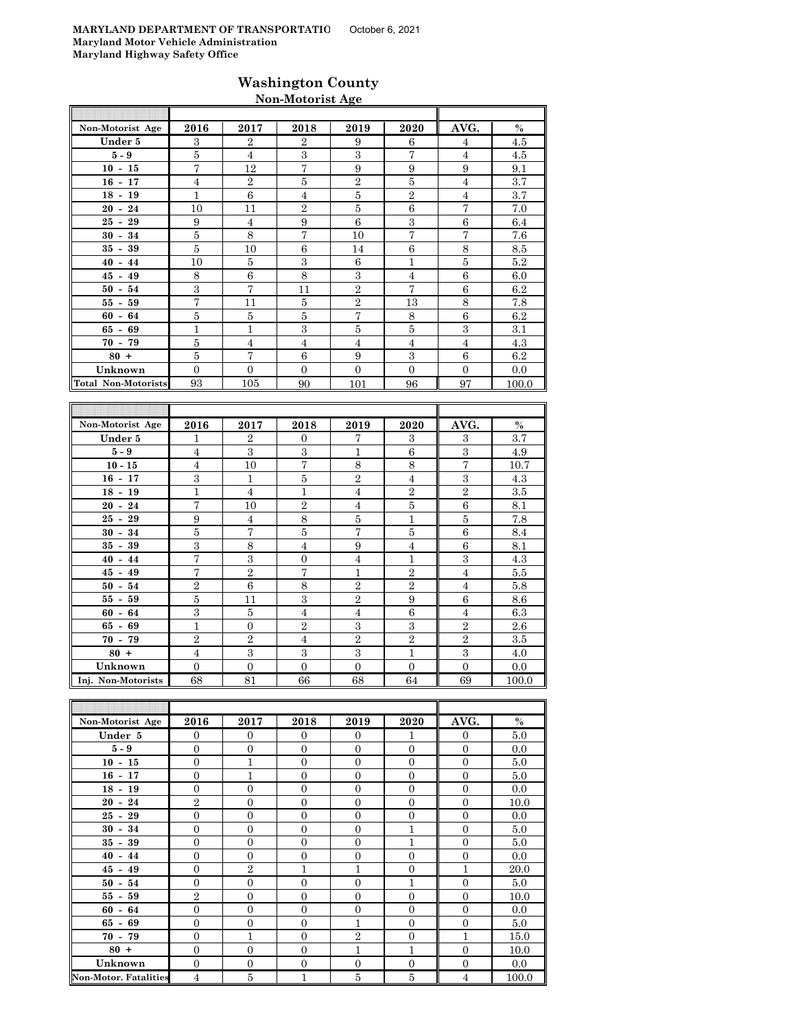**MARYLAND DEPARTMENT OF TRANSPORTATIO** October 6, 2021
**Maryland Motor Vehicle Administration**
**Maryland Highway Safety Office**

## Washington County

### Non-Motorist Age

| Non-Motorist Age | 2016 | 2017 | 2018 | 2019 | 2020 | AVG. | % |
|---|---|---|---|---|---|---|---|
| Under 5 | 3 | 2 | 2 | 9 | 6 | 4 | 4.5 |
| 5 - 9 | 5 | 4 | 3 | 3 | 7 | 4 | 4.5 |
| 10 - 15 | 7 | 12 | 7 | 9 | 9 | 9 | 9.1 |
| 16 - 17 | 4 | 2 | 5 | 2 | 5 | 4 | 3.7 |
| 18 - 19 | 1 | 6 | 4 | 5 | 2 | 4 | 3.7 |
| 20 - 24 | 10 | 11 | 2 | 5 | 6 | 7 | 7.0 |
| 25 - 29 | 9 | 4 | 9 | 6 | 3 | 6 | 6.4 |
| 30 - 34 | 5 | 8 | 7 | 10 | 7 | 7 | 7.6 |
| 35 - 39 | 5 | 10 | 6 | 14 | 6 | 8 | 8.5 |
| 40 - 44 | 10 | 5 | 3 | 6 | 1 | 5 | 5.2 |
| 45 - 49 | 8 | 6 | 8 | 3 | 4 | 6 | 6.0 |
| 50 - 54 | 3 | 7 | 11 | 2 | 7 | 6 | 6.2 |
| 55 - 59 | 7 | 11 | 5 | 2 | 13 | 8 | 7.8 |
| 60 - 64 | 5 | 5 | 5 | 7 | 8 | 6 | 6.2 |
| 65 - 69 | 1 | 1 | 3 | 5 | 5 | 3 | 3.1 |
| 70 - 79 | 5 | 4 | 4 | 4 | 4 | 4 | 4.3 |
| 80 + | 5 | 7 | 6 | 9 | 3 | 6 | 6.2 |
| Unknown | 0 | 0 | 0 | 0 | 0 | 0 | 0.0 |
| Total Non-Motorists | 93 | 105 | 90 | 101 | 96 | 97 | 100.0 |

| Non-Motorist Age | 2016 | 2017 | 2018 | 2019 | 2020 | AVG. | % |
|---|---|---|---|---|---|---|---|
| Under 5 | 1 | 2 | 0 | 7 | 3 | 3 | 3.7 |
| 5 - 9 | 4 | 3 | 3 | 1 | 6 | 3 | 4.9 |
| 10 - 15 | 4 | 10 | 7 | 8 | 8 | 7 | 10.7 |
| 16 - 17 | 3 | 1 | 5 | 2 | 4 | 3 | 4.3 |
| 18 - 19 | 1 | 4 | 1 | 4 | 2 | 2 | 3.5 |
| 20 - 24 | 7 | 10 | 2 | 4 | 5 | 6 | 8.1 |
| 25 - 29 | 9 | 4 | 8 | 5 | 1 | 5 | 7.8 |
| 30 - 34 | 5 | 7 | 5 | 7 | 5 | 6 | 8.4 |
| 35 - 39 | 3 | 8 | 4 | 9 | 4 | 6 | 8.1 |
| 40 - 44 | 7 | 3 | 0 | 4 | 1 | 3 | 4.3 |
| 45 - 49 | 7 | 2 | 7 | 1 | 2 | 4 | 5.5 |
| 50 - 54 | 2 | 6 | 8 | 2 | 2 | 4 | 5.8 |
| 55 - 59 | 5 | 11 | 3 | 2 | 9 | 6 | 8.6 |
| 60 - 64 | 3 | 5 | 4 | 4 | 6 | 4 | 6.3 |
| 65 - 69 | 1 | 0 | 2 | 3 | 3 | 2 | 2.6 |
| 70 - 79 | 2 | 2 | 4 | 2 | 2 | 2 | 3.5 |
| 80 + | 4 | 3 | 3 | 3 | 1 | 3 | 4.0 |
| Unknown | 0 | 0 | 0 | 0 | 0 | 0 | 0.0 |
| Inj. Non-Motorists | 68 | 81 | 66 | 68 | 64 | 69 | 100.0 |

| Non-Motorist Age | 2016 | 2017 | 2018 | 2019 | 2020 | AVG. | % |
|---|---|---|---|---|---|---|---|
| Under 5 | 0 | 0 | 0 | 0 | 1 | 0 | 5.0 |
| 5 - 9 | 0 | 0 | 0 | 0 | 0 | 0 | 0.0 |
| 10 - 15 | 0 | 1 | 0 | 0 | 0 | 0 | 5.0 |
| 16 - 17 | 0 | 1 | 0 | 0 | 0 | 0 | 5.0 |
| 18 - 19 | 0 | 0 | 0 | 0 | 0 | 0 | 0.0 |
| 20 - 24 | 2 | 0 | 0 | 0 | 0 | 0 | 10.0 |
| 25 - 29 | 0 | 0 | 0 | 0 | 0 | 0 | 0.0 |
| 30 - 34 | 0 | 0 | 0 | 0 | 1 | 0 | 5.0 |
| 35 - 39 | 0 | 0 | 0 | 0 | 1 | 0 | 5.0 |
| 40 - 44 | 0 | 0 | 0 | 0 | 0 | 0 | 0.0 |
| 45 - 49 | 0 | 2 | 1 | 1 | 0 | 1 | 20.0 |
| 50 - 54 | 0 | 0 | 0 | 0 | 1 | 0 | 5.0 |
| 55 - 59 | 2 | 0 | 0 | 0 | 0 | 0 | 10.0 |
| 60 - 64 | 0 | 0 | 0 | 0 | 0 | 0 | 0.0 |
| 65 - 69 | 0 | 0 | 0 | 1 | 0 | 0 | 5.0 |
| 70 - 79 | 0 | 1 | 0 | 2 | 0 | 1 | 15.0 |
| 80 + | 0 | 0 | 0 | 1 | 1 | 0 | 10.0 |
| Unknown | 0 | 0 | 0 | 0 | 0 | 0 | 0.0 |
| Non-Motor. Fatalities | 4 | 5 | 1 | 5 | 5 | 4 | 100.0 |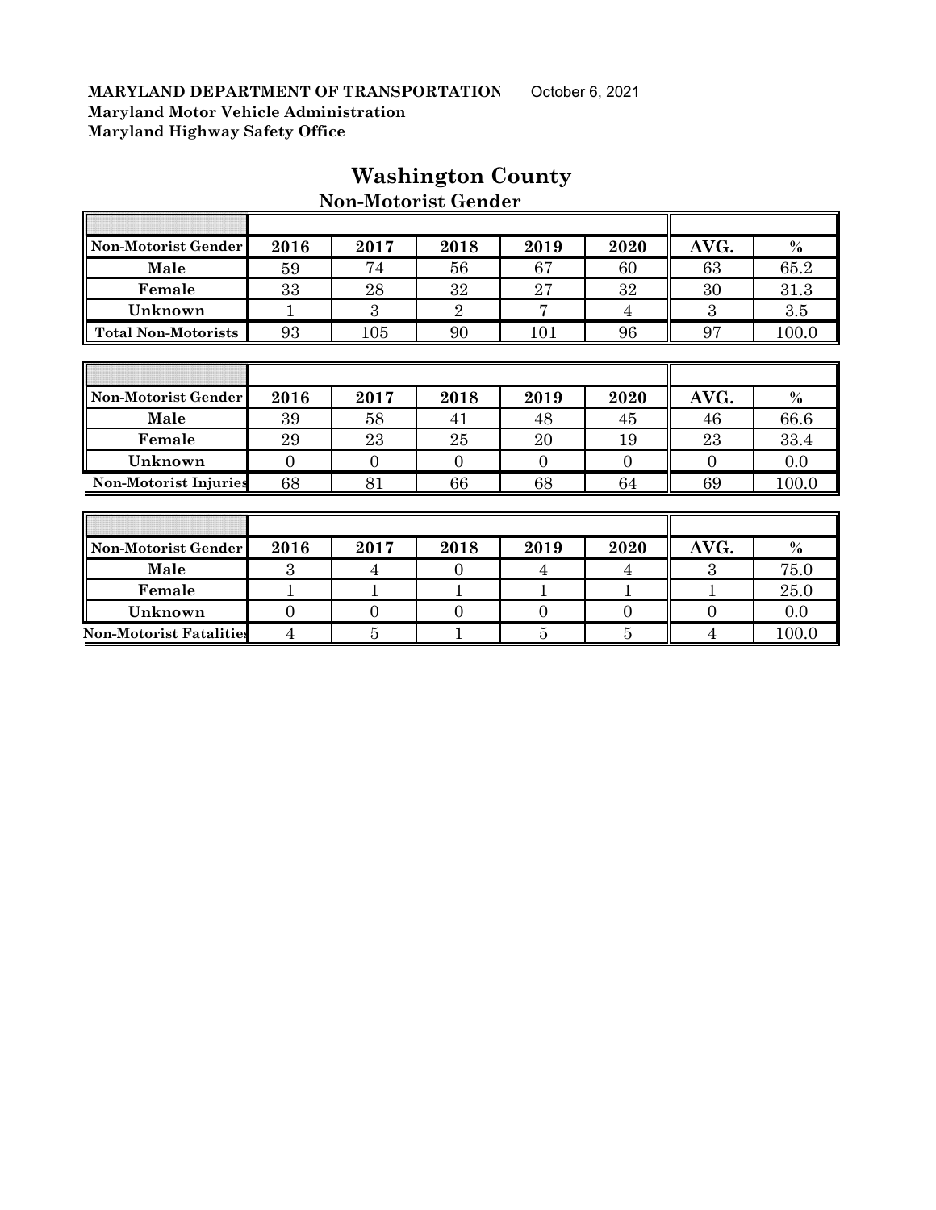**MARYLAND DEPARTMENT OF TRANSPORTATION** October 6, 2021
**Maryland Motor Vehicle Administration**
**Maryland Highway Safety Office**

# Washington County

## Non-Motorist Gender

| Non-Motorist Gender | 2016 | 2017 | 2018 | 2019 | 2020 | AVG. | % |
|---|---|---|---|---|---|---|---|
| Male | 59 | 74 | 56 | 67 | 60 | 63 | 65.2 |
| Female | 33 | 28 | 32 | 27 | 32 | 30 | 31.3 |
| Unknown | 1 | 3 | 2 | 7 | 4 | 3 | 3.5 |
| Total Non-Motorists | 93 | 105 | 90 | 101 | 96 | 97 | 100.0 |

| Non-Motorist Gender | 2016 | 2017 | 2018 | 2019 | 2020 | AVG. | % |
|---|---|---|---|---|---|---|---|
| Male | 39 | 58 | 41 | 48 | 45 | 46 | 66.6 |
| Female | 29 | 23 | 25 | 20 | 19 | 23 | 33.4 |
| Unknown | 0 | 0 | 0 | 0 | 0 | 0 | 0.0 |
| Non-Motorist Injuries | 68 | 81 | 66 | 68 | 64 | 69 | 100.0 |

| Non-Motorist Gender | 2016 | 2017 | 2018 | 2019 | 2020 | AVG. | % |
|---|---|---|---|---|---|---|---|
| Male | 3 | 4 | 0 | 4 | 4 | 3 | 75.0 |
| Female | 1 | 1 | 1 | 1 | 1 | 1 | 25.0 |
| Unknown | 0 | 0 | 0 | 0 | 0 | 0 | 0.0 |
| Non-Motorist Fatalities | 4 | 5 | 1 | 5 | 5 | 4 | 100.0 |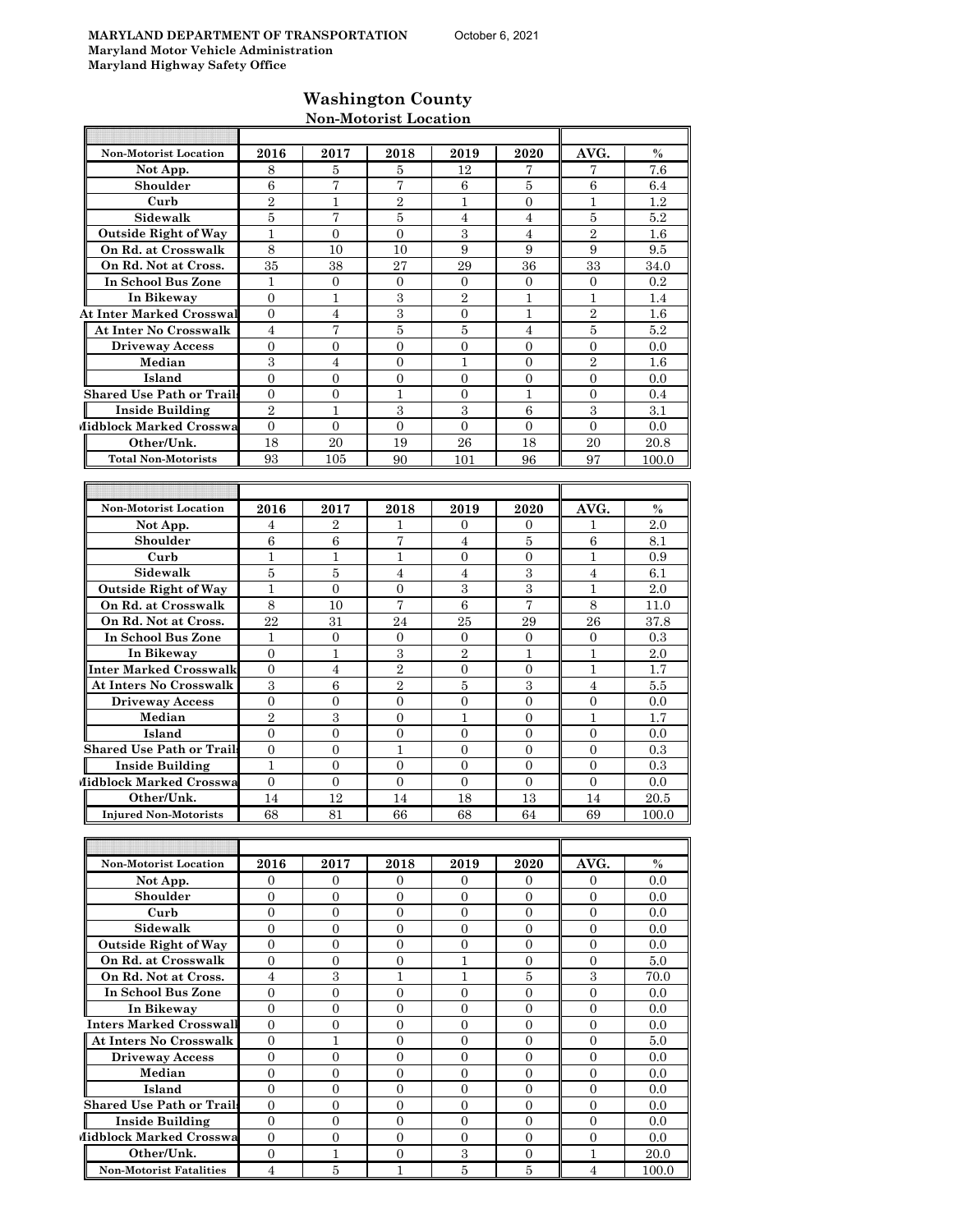**MARYLAND DEPARTMENT OF TRANSPORTATION** October 6, 2021
**Maryland Motor Vehicle Administration**
**Maryland Highway Safety Office**

## Washington County

### Non-Motorist Location

| Non-Motorist Location | 2016 | 2017 | 2018 | 2019 | 2020 | AVG. | % |
|---|---|---|---|---|---|---|---|
| Not App. | 8 | 5 | 5 | 12 | 7 | 7 | 7.6 |
| Shoulder | 6 | 7 | 7 | 6 | 5 | 6 | 6.4 |
| Curb | 2 | 1 | 2 | 1 | 0 | 1 | 1.2 |
| Sidewalk | 5 | 7 | 5 | 4 | 4 | 5 | 5.2 |
| Outside Right of Way | 1 | 0 | 0 | 3 | 4 | 2 | 1.6 |
| On Rd. at Crosswalk | 8 | 10 | 10 | 9 | 9 | 9 | 9.5 |
| On Rd. Not at Cross. | 35 | 38 | 27 | 29 | 36 | 33 | 34.0 |
| In School Bus Zone | 1 | 0 | 0 | 0 | 0 | 0 | 0.2 |
| In Bikeway | 0 | 1 | 3 | 2 | 1 | 1 | 1.4 |
| At Inter Marked Crosswal | 0 | 4 | 3 | 0 | 1 | 2 | 1.6 |
| At Inter No Crosswalk | 4 | 7 | 5 | 5 | 4 | 5 | 5.2 |
| Driveway Access | 0 | 0 | 0 | 0 | 0 | 0 | 0.0 |
| Median | 3 | 4 | 0 | 1 | 0 | 2 | 1.6 |
| Island | 0 | 0 | 0 | 0 | 0 | 0 | 0.0 |
| Shared Use Path or Trail | 0 | 0 | 1 | 0 | 1 | 0 | 0.4 |
| Inside Building | 2 | 1 | 3 | 3 | 6 | 3 | 3.1 |
| Midblock Marked Crosswa | 0 | 0 | 0 | 0 | 0 | 0 | 0.0 |
| Other/Unk. | 18 | 20 | 19 | 26 | 18 | 20 | 20.8 |
| Total Non-Motorists | 93 | 105 | 90 | 101 | 96 | 97 | 100.0 |

| Non-Motorist Location | 2016 | 2017 | 2018 | 2019 | 2020 | AVG. | % |
|---|---|---|---|---|---|---|---|
| Not App. | 4 | 2 | 1 | 0 | 0 | 1 | 2.0 |
| Shoulder | 6 | 6 | 7 | 4 | 5 | 6 | 8.1 |
| Curb | 1 | 1 | 1 | 0 | 0 | 1 | 0.9 |
| Sidewalk | 5 | 5 | 4 | 4 | 3 | 4 | 6.1 |
| Outside Right of Way | 1 | 0 | 0 | 3 | 3 | 1 | 2.0 |
| On Rd. at Crosswalk | 8 | 10 | 7 | 6 | 7 | 8 | 11.0 |
| On Rd. Not at Cross. | 22 | 31 | 24 | 25 | 29 | 26 | 37.8 |
| In School Bus Zone | 1 | 0 | 0 | 0 | 0 | 0 | 0.3 |
| In Bikeway | 0 | 1 | 3 | 2 | 1 | 1 | 2.0 |
| Inter Marked Crosswalk | 0 | 4 | 2 | 0 | 0 | 1 | 1.7 |
| At Inters No Crosswalk | 3 | 6 | 2 | 5 | 3 | 4 | 5.5 |
| Driveway Access | 0 | 0 | 0 | 0 | 0 | 0 | 0.0 |
| Median | 2 | 3 | 0 | 1 | 0 | 1 | 1.7 |
| Island | 0 | 0 | 0 | 0 | 0 | 0 | 0.0 |
| Shared Use Path or Trail | 0 | 0 | 1 | 0 | 0 | 0 | 0.3 |
| Inside Building | 1 | 0 | 0 | 0 | 0 | 0 | 0.3 |
| Midblock Marked Crosswa | 0 | 0 | 0 | 0 | 0 | 0 | 0.0 |
| Other/Unk. | 14 | 12 | 14 | 18 | 13 | 14 | 20.5 |
| Injured Non-Motorists | 68 | 81 | 66 | 68 | 64 | 69 | 100.0 |

| Non-Motorist Location | 2016 | 2017 | 2018 | 2019 | 2020 | AVG. | % |
|---|---|---|---|---|---|---|---|
| Not App. | 0 | 0 | 0 | 0 | 0 | 0 | 0.0 |
| Shoulder | 0 | 0 | 0 | 0 | 0 | 0 | 0.0 |
| Curb | 0 | 0 | 0 | 0 | 0 | 0 | 0.0 |
| Sidewalk | 0 | 0 | 0 | 0 | 0 | 0 | 0.0 |
| Outside Right of Way | 0 | 0 | 0 | 0 | 0 | 0 | 0.0 |
| On Rd. at Crosswalk | 0 | 0 | 0 | 1 | 0 | 0 | 5.0 |
| On Rd. Not at Cross. | 4 | 3 | 1 | 1 | 5 | 3 | 70.0 |
| In School Bus Zone | 0 | 0 | 0 | 0 | 0 | 0 | 0.0 |
| In Bikeway | 0 | 0 | 0 | 0 | 0 | 0 | 0.0 |
| Inters Marked Crosswall | 0 | 0 | 0 | 0 | 0 | 0 | 0.0 |
| At Inters No Crosswalk | 0 | 1 | 0 | 0 | 0 | 0 | 5.0 |
| Driveway Access | 0 | 0 | 0 | 0 | 0 | 0 | 0.0 |
| Median | 0 | 0 | 0 | 0 | 0 | 0 | 0.0 |
| Island | 0 | 0 | 0 | 0 | 0 | 0 | 0.0 |
| Shared Use Path or Trail | 0 | 0 | 0 | 0 | 0 | 0 | 0.0 |
| Inside Building | 0 | 0 | 0 | 0 | 0 | 0 | 0.0 |
| Midblock Marked Crosswa | 0 | 0 | 0 | 0 | 0 | 0 | 0.0 |
| Other/Unk. | 0 | 1 | 0 | 3 | 0 | 1 | 20.0 |
| Non-Motorist Fatalities | 4 | 5 | 1 | 5 | 5 | 4 | 100.0 |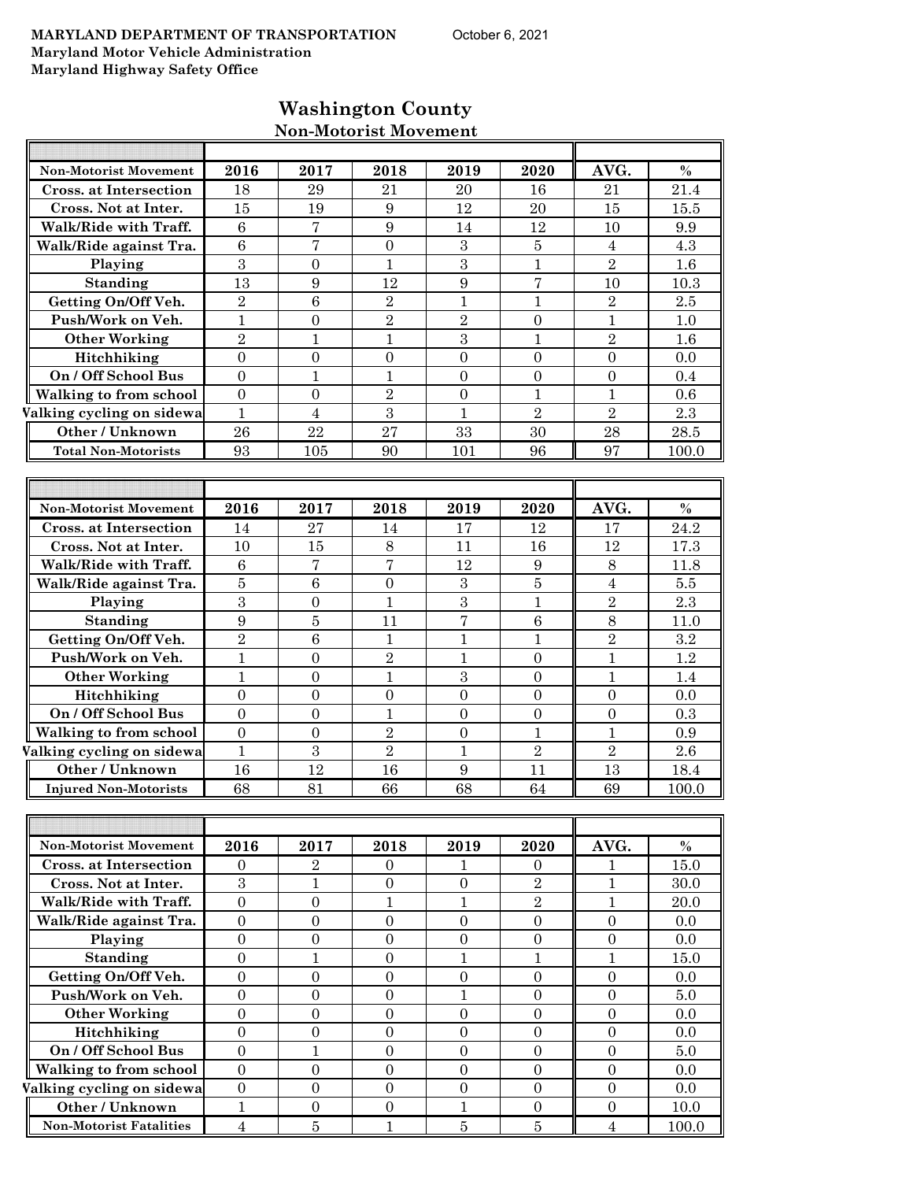**MARYLAND DEPARTMENT OF TRANSPORTATION** October 6, 2021
**Maryland Motor Vehicle Administration**
**Maryland Highway Safety Office**

## Washington County

### Non-Motorist Movement

| Non-Motorist Movement | 2016 | 2017 | 2018 | 2019 | 2020 | AVG. | % |
|---|---|---|---|---|---|---|---|
| Cross. at Intersection | 18 | 29 | 21 | 20 | 16 | 21 | 21.4 |
| Cross. Not at Inter. | 15 | 19 | 9 | 12 | 20 | 15 | 15.5 |
| Walk/Ride with Traff. | 6 | 7 | 9 | 14 | 12 | 10 | 9.9 |
| Walk/Ride against Tra. | 6 | 7 | 0 | 3 | 5 | 4 | 4.3 |
| Playing | 3 | 0 | 1 | 3 | 1 | 2 | 1.6 |
| Standing | 13 | 9 | 12 | 9 | 7 | 10 | 10.3 |
| Getting On/Off Veh. | 2 | 6 | 2 | 1 | 1 | 2 | 2.5 |
| Push/Work on Veh. | 1 | 0 | 2 | 2 | 0 | 1 | 1.0 |
| Other Working | 2 | 1 | 1 | 3 | 1 | 2 | 1.6 |
| Hitchhiking | 0 | 0 | 0 | 0 | 0 | 0 | 0.0 |
| On / Off School Bus | 0 | 1 | 1 | 0 | 0 | 0 | 0.4 |
| Walking to from school | 0 | 0 | 2 | 0 | 1 | 1 | 0.6 |
| Walking cycling on sidewa | 1 | 4 | 3 | 1 | 2 | 2 | 2.3 |
| Other / Unknown | 26 | 22 | 27 | 33 | 30 | 28 | 28.5 |
| Total Non-Motorists | 93 | 105 | 90 | 101 | 96 | 97 | 100.0 |

| Non-Motorist Movement | 2016 | 2017 | 2018 | 2019 | 2020 | AVG. | % |
|---|---|---|---|---|---|---|---|
| Cross. at Intersection | 14 | 27 | 14 | 17 | 12 | 17 | 24.2 |
| Cross. Not at Inter. | 10 | 15 | 8 | 11 | 16 | 12 | 17.3 |
| Walk/Ride with Traff. | 6 | 7 | 7 | 12 | 9 | 8 | 11.8 |
| Walk/Ride against Tra. | 5 | 6 | 0 | 3 | 5 | 4 | 5.5 |
| Playing | 3 | 0 | 1 | 3 | 1 | 2 | 2.3 |
| Standing | 9 | 5 | 11 | 7 | 6 | 8 | 11.0 |
| Getting On/Off Veh. | 2 | 6 | 1 | 1 | 1 | 2 | 3.2 |
| Push/Work on Veh. | 1 | 0 | 2 | 1 | 0 | 1 | 1.2 |
| Other Working | 1 | 0 | 1 | 3 | 0 | 1 | 1.4 |
| Hitchhiking | 0 | 0 | 0 | 0 | 0 | 0 | 0.0 |
| On / Off School Bus | 0 | 0 | 1 | 0 | 0 | 0 | 0.3 |
| Walking to from school | 0 | 0 | 2 | 0 | 1 | 1 | 0.9 |
| Walking cycling on sidewa | 1 | 3 | 2 | 1 | 2 | 2 | 2.6 |
| Other / Unknown | 16 | 12 | 16 | 9 | 11 | 13 | 18.4 |
| Injured Non-Motorists | 68 | 81 | 66 | 68 | 64 | 69 | 100.0 |

| Non-Motorist Movement | 2016 | 2017 | 2018 | 2019 | 2020 | AVG. | % |
|---|---|---|---|---|---|---|---|
| Cross. at Intersection | 0 | 2 | 0 | 1 | 0 | 1 | 15.0 |
| Cross. Not at Inter. | 3 | 1 | 0 | 0 | 2 | 1 | 30.0 |
| Walk/Ride with Traff. | 0 | 0 | 1 | 1 | 2 | 1 | 20.0 |
| Walk/Ride against Tra. | 0 | 0 | 0 | 0 | 0 | 0 | 0.0 |
| Playing | 0 | 0 | 0 | 0 | 0 | 0 | 0.0 |
| Standing | 0 | 1 | 0 | 1 | 1 | 1 | 15.0 |
| Getting On/Off Veh. | 0 | 0 | 0 | 0 | 0 | 0 | 0.0 |
| Push/Work on Veh. | 0 | 0 | 0 | 1 | 0 | 0 | 5.0 |
| Other Working | 0 | 0 | 0 | 0 | 0 | 0 | 0.0 |
| Hitchhiking | 0 | 0 | 0 | 0 | 0 | 0 | 0.0 |
| On / Off School Bus | 0 | 1 | 0 | 0 | 0 | 0 | 5.0 |
| Walking to from school | 0 | 0 | 0 | 0 | 0 | 0 | 0.0 |
| Walking cycling on sidewa | 0 | 0 | 0 | 0 | 0 | 0 | 0.0 |
| Other / Unknown | 1 | 0 | 0 | 1 | 0 | 0 | 10.0 |
| Non-Motorist Fatalities | 4 | 5 | 1 | 5 | 5 | 4 | 100.0 |